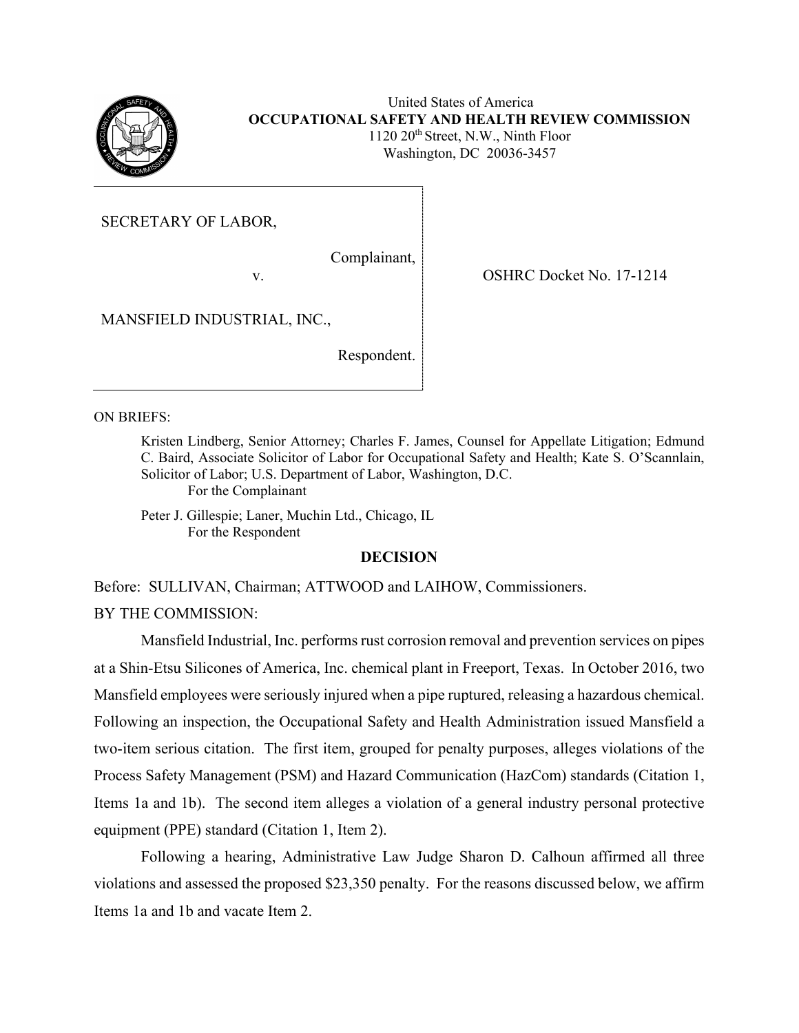United States of America
**OCCUPATIONAL SAFETY AND HEALTH REVIEW COMMISSION**
1120 20th Street, N.W., Ninth Floor
Washington, DC 20036-3457

SECRETARY OF LABOR,

Complainant,

v.

MANSFIELD INDUSTRIAL, INC.,

Respondent.

OSHRC Docket No. 17-1214

ON BRIEFS:

Kristen Lindberg, Senior Attorney; Charles F. James, Counsel for Appellate Litigation; Edmund C. Baird, Associate Solicitor of Labor for Occupational Safety and Health; Kate S. O'Scannlain, Solicitor of Labor; U.S. Department of Labor, Washington, D.C.
For the Complainant

Peter J. Gillespie; Laner, Muchin Ltd., Chicago, IL
For the Respondent

**DECISION**

Before: SULLIVAN, Chairman; ATTWOOD and LAIHOW, Commissioners.

BY THE COMMISSION:

Mansfield Industrial, Inc. performs rust corrosion removal and prevention services on pipes at a Shin-Etsu Silicones of America, Inc. chemical plant in Freeport, Texas. In October 2016, two Mansfield employees were seriously injured when a pipe ruptured, releasing a hazardous chemical. Following an inspection, the Occupational Safety and Health Administration issued Mansfield a two-item serious citation. The first item, grouped for penalty purposes, alleges violations of the Process Safety Management (PSM) and Hazard Communication (HazCom) standards (Citation 1, Items 1a and 1b). The second item alleges a violation of a general industry personal protective equipment (PPE) standard (Citation 1, Item 2).

Following a hearing, Administrative Law Judge Sharon D. Calhoun affirmed all three violations and assessed the proposed $23,350 penalty. For the reasons discussed below, we affirm Items 1a and 1b and vacate Item 2.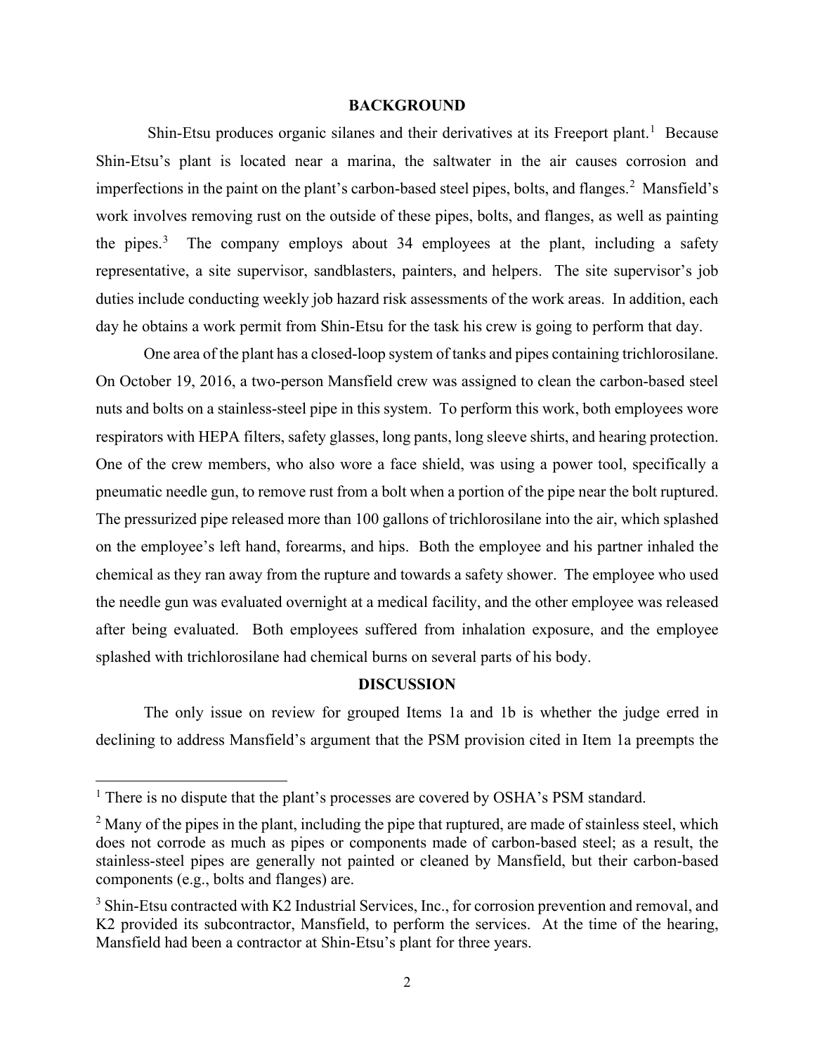## BACKGROUND

Shin-Etsu produces organic silanes and their derivatives at its Freeport plant.[1] Because Shin-Etsu's plant is located near a marina, the saltwater in the air causes corrosion and imperfections in the paint on the plant's carbon-based steel pipes, bolts, and flanges.[2] Mansfield's work involves removing rust on the outside of these pipes, bolts, and flanges, as well as painting the pipes.[3] The company employs about 34 employees at the plant, including a safety representative, a site supervisor, sandblasters, painters, and helpers. The site supervisor's job duties include conducting weekly job hazard risk assessments of the work areas. In addition, each day he obtains a work permit from Shin-Etsu for the task his crew is going to perform that day.

One area of the plant has a closed-loop system of tanks and pipes containing trichlorosilane. On October 19, 2016, a two-person Mansfield crew was assigned to clean the carbon-based steel nuts and bolts on a stainless-steel pipe in this system. To perform this work, both employees wore respirators with HEPA filters, safety glasses, long pants, long sleeve shirts, and hearing protection. One of the crew members, who also wore a face shield, was using a power tool, specifically a pneumatic needle gun, to remove rust from a bolt when a portion of the pipe near the bolt ruptured. The pressurized pipe released more than 100 gallons of trichlorosilane into the air, which splashed on the employee's left hand, forearms, and hips. Both the employee and his partner inhaled the chemical as they ran away from the rupture and towards a safety shower. The employee who used the needle gun was evaluated overnight at a medical facility, and the other employee was released after being evaluated. Both employees suffered from inhalation exposure, and the employee splashed with trichlorosilane had chemical burns on several parts of his body.

## DISCUSSION

The only issue on review for grouped Items 1a and 1b is whether the judge erred in declining to address Mansfield's argument that the PSM provision cited in Item 1a preempts the

---

[1] There is no dispute that the plant's processes are covered by OSHA's PSM standard.

[2] Many of the pipes in the plant, including the pipe that ruptured, are made of stainless steel, which does not corrode as much as pipes or components made of carbon-based steel; as a result, the stainless-steel pipes are generally not painted or cleaned by Mansfield, but their carbon-based components (e.g., bolts and flanges) are.

[3] Shin-Etsu contracted with K2 Industrial Services, Inc., for corrosion prevention and removal, and K2 provided its subcontractor, Mansfield, to perform the services. At the time of the hearing, Mansfield had been a contractor at Shin-Etsu's plant for three years.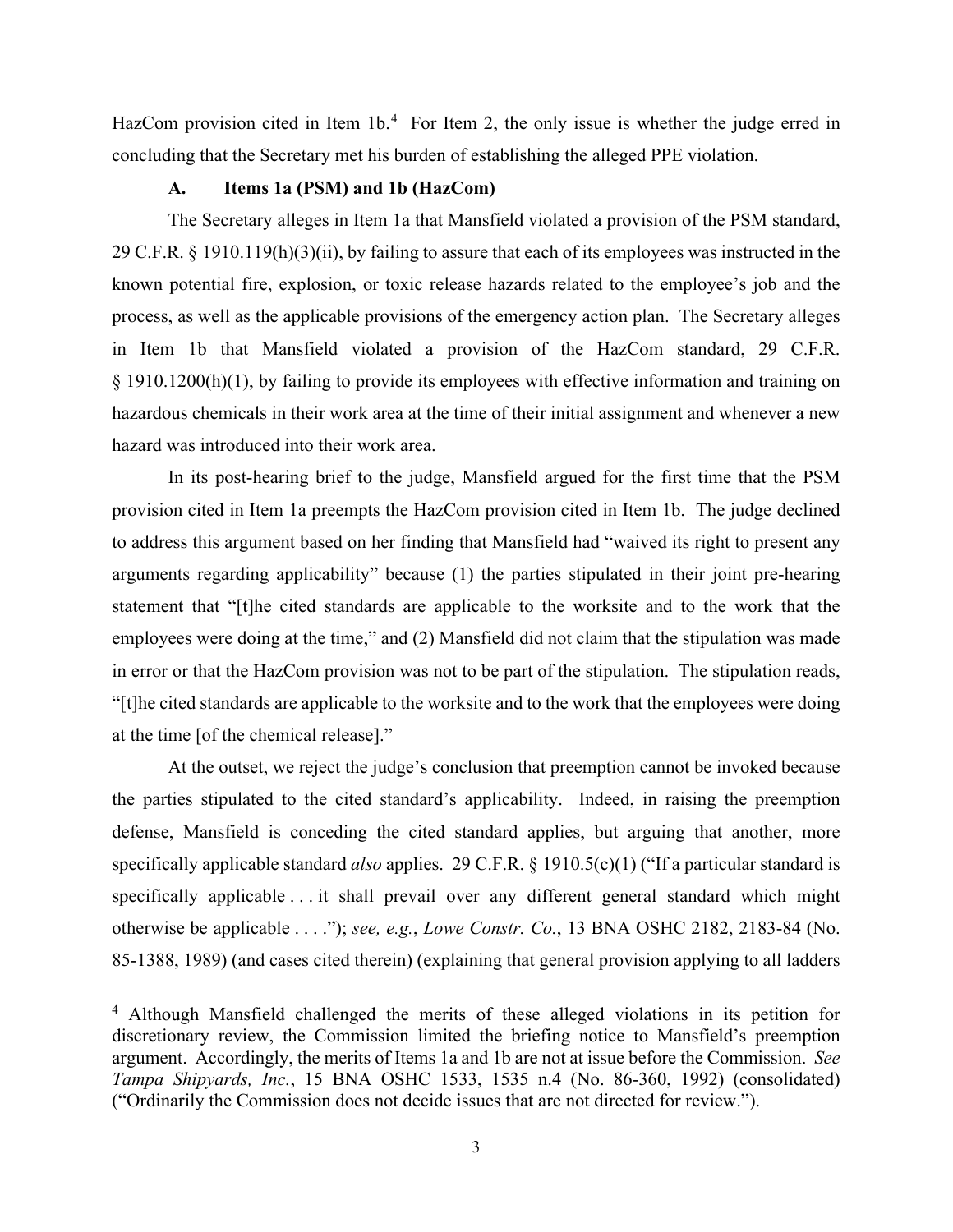HazCom provision cited in Item 1b.[4] For Item 2, the only issue is whether the judge erred in concluding that the Secretary met his burden of establishing the alleged PPE violation.

### A. Items 1a (PSM) and 1b (HazCom)

The Secretary alleges in Item 1a that Mansfield violated a provision of the PSM standard, 29 C.F.R. § 1910.119(h)(3)(ii), by failing to assure that each of its employees was instructed in the known potential fire, explosion, or toxic release hazards related to the employee's job and the process, as well as the applicable provisions of the emergency action plan. The Secretary alleges in Item 1b that Mansfield violated a provision of the HazCom standard, 29 C.F.R. § 1910.1200(h)(1), by failing to provide its employees with effective information and training on hazardous chemicals in their work area at the time of their initial assignment and whenever a new hazard was introduced into their work area.

In its post-hearing brief to the judge, Mansfield argued for the first time that the PSM provision cited in Item 1a preempts the HazCom provision cited in Item 1b. The judge declined to address this argument based on her finding that Mansfield had "waived its right to present any arguments regarding applicability" because (1) the parties stipulated in their joint pre-hearing statement that "[t]he cited standards are applicable to the worksite and to the work that the employees were doing at the time," and (2) Mansfield did not claim that the stipulation was made in error or that the HazCom provision was not to be part of the stipulation. The stipulation reads, "[t]he cited standards are applicable to the worksite and to the work that the employees were doing at the time [of the chemical release]."

At the outset, we reject the judge's conclusion that preemption cannot be invoked because the parties stipulated to the cited standard's applicability. Indeed, in raising the preemption defense, Mansfield is conceding the cited standard applies, but arguing that another, more specifically applicable standard *also* applies. 29 C.F.R. § 1910.5(c)(1) ("If a particular standard is specifically applicable . . . it shall prevail over any different general standard which might otherwise be applicable . . . ."); *see, e.g.*, *Lowe Constr. Co.*, 13 BNA OSHC 2182, 2183-84 (No. 85-1388, 1989) (and cases cited therein) (explaining that general provision applying to all ladders

---

[4] Although Mansfield challenged the merits of these alleged violations in its petition for discretionary review, the Commission limited the briefing notice to Mansfield's preemption argument. Accordingly, the merits of Items 1a and 1b are not at issue before the Commission. *See Tampa Shipyards, Inc.*, 15 BNA OSHC 1533, 1535 n.4 (No. 86-360, 1992) (consolidated) ("Ordinarily the Commission does not decide issues that are not directed for review.").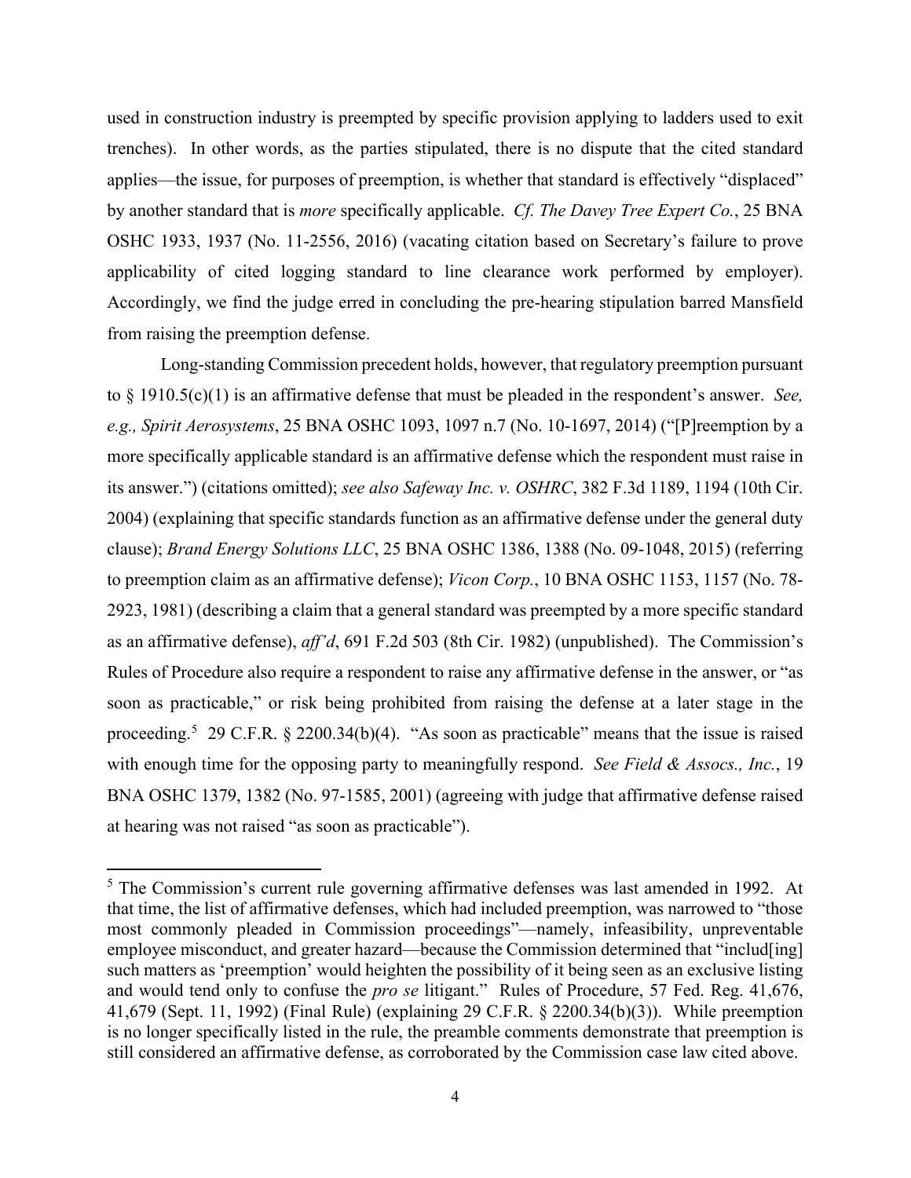used in construction industry is preempted by specific provision applying to ladders used to exit trenches). In other words, as the parties stipulated, there is no dispute that the cited standard applies—the issue, for purposes of preemption, is whether that standard is effectively "displaced" by another standard that is *more* specifically applicable. *Cf. The Davey Tree Expert Co.*, 25 BNA OSHC 1933, 1937 (No. 11-2556, 2016) (vacating citation based on Secretary's failure to prove applicability of cited logging standard to line clearance work performed by employer). Accordingly, we find the judge erred in concluding the pre-hearing stipulation barred Mansfield from raising the preemption defense.

Long-standing Commission precedent holds, however, that regulatory preemption pursuant to § 1910.5(c)(1) is an affirmative defense that must be pleaded in the respondent's answer. *See, e.g., Spirit Aerosystems*, 25 BNA OSHC 1093, 1097 n.7 (No. 10-1697, 2014) ("[P]reemption by a more specifically applicable standard is an affirmative defense which the respondent must raise in its answer.") (citations omitted); *see also Safeway Inc. v. OSHRC*, 382 F.3d 1189, 1194 (10th Cir. 2004) (explaining that specific standards function as an affirmative defense under the general duty clause); *Brand Energy Solutions LLC*, 25 BNA OSHC 1386, 1388 (No. 09-1048, 2015) (referring to preemption claim as an affirmative defense); *Vicon Corp.*, 10 BNA OSHC 1153, 1157 (No. 78-2923, 1981) (describing a claim that a general standard was preempted by a more specific standard as an affirmative defense), *aff'd*, 691 F.2d 503 (8th Cir. 1982) (unpublished). The Commission's Rules of Procedure also require a respondent to raise any affirmative defense in the answer, or "as soon as practicable," or risk being prohibited from raising the defense at a later stage in the proceeding.[5] 29 C.F.R. § 2200.34(b)(4). "As soon as practicable" means that the issue is raised with enough time for the opposing party to meaningfully respond. *See Field & Assocs., Inc.*, 19 BNA OSHC 1379, 1382 (No. 97-1585, 2001) (agreeing with judge that affirmative defense raised at hearing was not raised "as soon as practicable").

---

[5] The Commission's current rule governing affirmative defenses was last amended in 1992. At that time, the list of affirmative defenses, which had included preemption, was narrowed to "those most commonly pleaded in Commission proceedings"—namely, infeasibility, unpreventable employee misconduct, and greater hazard—because the Commission determined that "includ[ing] such matters as 'preemption' would heighten the possibility of it being seen as an exclusive listing and would tend only to confuse the *pro se* litigant." Rules of Procedure, 57 Fed. Reg. 41,676, 41,679 (Sept. 11, 1992) (Final Rule) (explaining 29 C.F.R. § 2200.34(b)(3)). While preemption is no longer specifically listed in the rule, the preamble comments demonstrate that preemption is still considered an affirmative defense, as corroborated by the Commission case law cited above.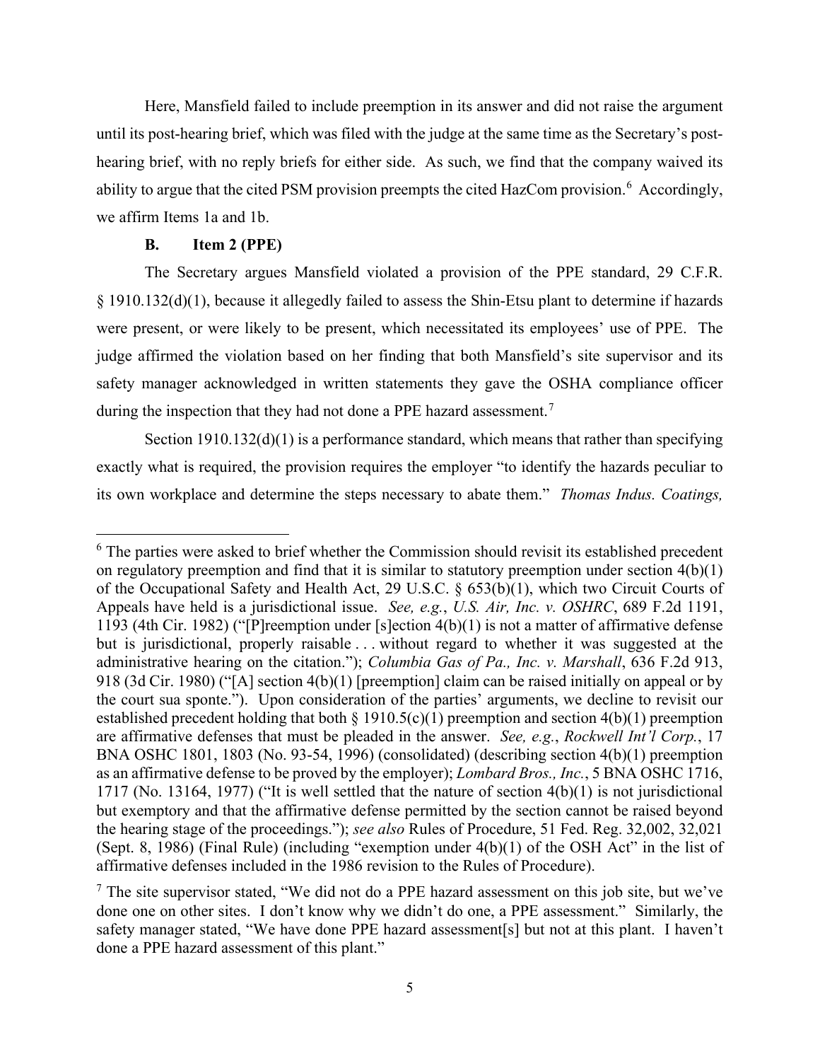Here, Mansfield failed to include preemption in its answer and did not raise the argument until its post-hearing brief, which was filed with the judge at the same time as the Secretary's post-hearing brief, with no reply briefs for either side. As such, we find that the company waived its ability to argue that the cited PSM provision preempts the cited HazCom provision.[6] Accordingly, we affirm Items 1a and 1b.

### B. Item 2 (PPE)

The Secretary argues Mansfield violated a provision of the PPE standard, 29 C.F.R. § 1910.132(d)(1), because it allegedly failed to assess the Shin-Etsu plant to determine if hazards were present, or were likely to be present, which necessitated its employees' use of PPE. The judge affirmed the violation based on her finding that both Mansfield's site supervisor and its safety manager acknowledged in written statements they gave the OSHA compliance officer during the inspection that they had not done a PPE hazard assessment.[7]

Section 1910.132(d)(1) is a performance standard, which means that rather than specifying exactly what is required, the provision requires the employer "to identify the hazards peculiar to its own workplace and determine the steps necessary to abate them." *Thomas Indus. Coatings,*

---

[6] The parties were asked to brief whether the Commission should revisit its established precedent on regulatory preemption and find that it is similar to statutory preemption under section 4(b)(1) of the Occupational Safety and Health Act, 29 U.S.C. § 653(b)(1), which two Circuit Courts of Appeals have held is a jurisdictional issue. *See, e.g.*, *U.S. Air, Inc. v. OSHRC*, 689 F.2d 1191, 1193 (4th Cir. 1982) ("[P]reemption under [s]ection 4(b)(1) is not a matter of affirmative defense but is jurisdictional, properly raisable . . . without regard to whether it was suggested at the administrative hearing on the citation."); *Columbia Gas of Pa., Inc. v. Marshall*, 636 F.2d 913, 918 (3d Cir. 1980) ("[A] section 4(b)(1) [preemption] claim can be raised initially on appeal or by the court sua sponte."). Upon consideration of the parties' arguments, we decline to revisit our established precedent holding that both § 1910.5(c)(1) preemption and section 4(b)(1) preemption are affirmative defenses that must be pleaded in the answer. *See, e.g.*, *Rockwell Int'l Corp.*, 17 BNA OSHC 1801, 1803 (No. 93-54, 1996) (consolidated) (describing section 4(b)(1) preemption as an affirmative defense to be proved by the employer); *Lombard Bros., Inc.*, 5 BNA OSHC 1716, 1717 (No. 13164, 1977) ("It is well settled that the nature of section 4(b)(1) is not jurisdictional but exemptory and that the affirmative defense permitted by the section cannot be raised beyond the hearing stage of the proceedings."); *see also* Rules of Procedure, 51 Fed. Reg. 32,002, 32,021 (Sept. 8, 1986) (Final Rule) (including "exemption under 4(b)(1) of the OSH Act" in the list of affirmative defenses included in the 1986 revision to the Rules of Procedure).

[7] The site supervisor stated, "We did not do a PPE hazard assessment on this job site, but we've done one on other sites. I don't know why we didn't do one, a PPE assessment." Similarly, the safety manager stated, "We have done PPE hazard assessment[s] but not at this plant. I haven't done a PPE hazard assessment of this plant."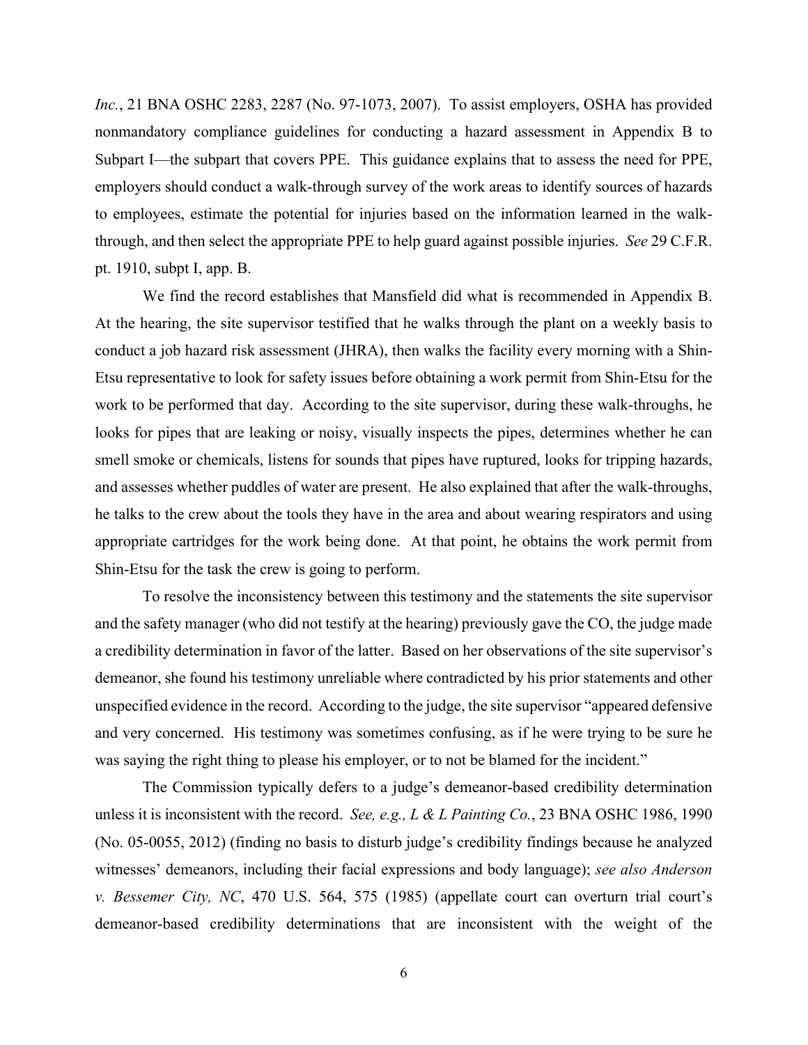*Inc.*, 21 BNA OSHC 2283, 2287 (No. 97-1073, 2007). To assist employers, OSHA has provided nonmandatory compliance guidelines for conducting a hazard assessment in Appendix B to Subpart I—the subpart that covers PPE. This guidance explains that to assess the need for PPE, employers should conduct a walk-through survey of the work areas to identify sources of hazards to employees, estimate the potential for injuries based on the information learned in the walk-through, and then select the appropriate PPE to help guard against possible injuries. *See* 29 C.F.R. pt. 1910, subpt I, app. B.

We find the record establishes that Mansfield did what is recommended in Appendix B. At the hearing, the site supervisor testified that he walks through the plant on a weekly basis to conduct a job hazard risk assessment (JHRA), then walks the facility every morning with a Shin-Etsu representative to look for safety issues before obtaining a work permit from Shin-Etsu for the work to be performed that day. According to the site supervisor, during these walk-throughs, he looks for pipes that are leaking or noisy, visually inspects the pipes, determines whether he can smell smoke or chemicals, listens for sounds that pipes have ruptured, looks for tripping hazards, and assesses whether puddles of water are present. He also explained that after the walk-throughs, he talks to the crew about the tools they have in the area and about wearing respirators and using appropriate cartridges for the work being done. At that point, he obtains the work permit from Shin-Etsu for the task the crew is going to perform.

To resolve the inconsistency between this testimony and the statements the site supervisor and the safety manager (who did not testify at the hearing) previously gave the CO, the judge made a credibility determination in favor of the latter. Based on her observations of the site supervisor's demeanor, she found his testimony unreliable where contradicted by his prior statements and other unspecified evidence in the record. According to the judge, the site supervisor "appeared defensive and very concerned. His testimony was sometimes confusing, as if he were trying to be sure he was saying the right thing to please his employer, or to not be blamed for the incident."

The Commission typically defers to a judge's demeanor-based credibility determination unless it is inconsistent with the record. *See, e.g., L & L Painting Co.*, 23 BNA OSHC 1986, 1990 (No. 05-0055, 2012) (finding no basis to disturb judge's credibility findings because he analyzed witnesses' demeanors, including their facial expressions and body language); *see also Anderson v. Bessemer City, NC*, 470 U.S. 564, 575 (1985) (appellate court can overturn trial court's demeanor-based credibility determinations that are inconsistent with the weight of the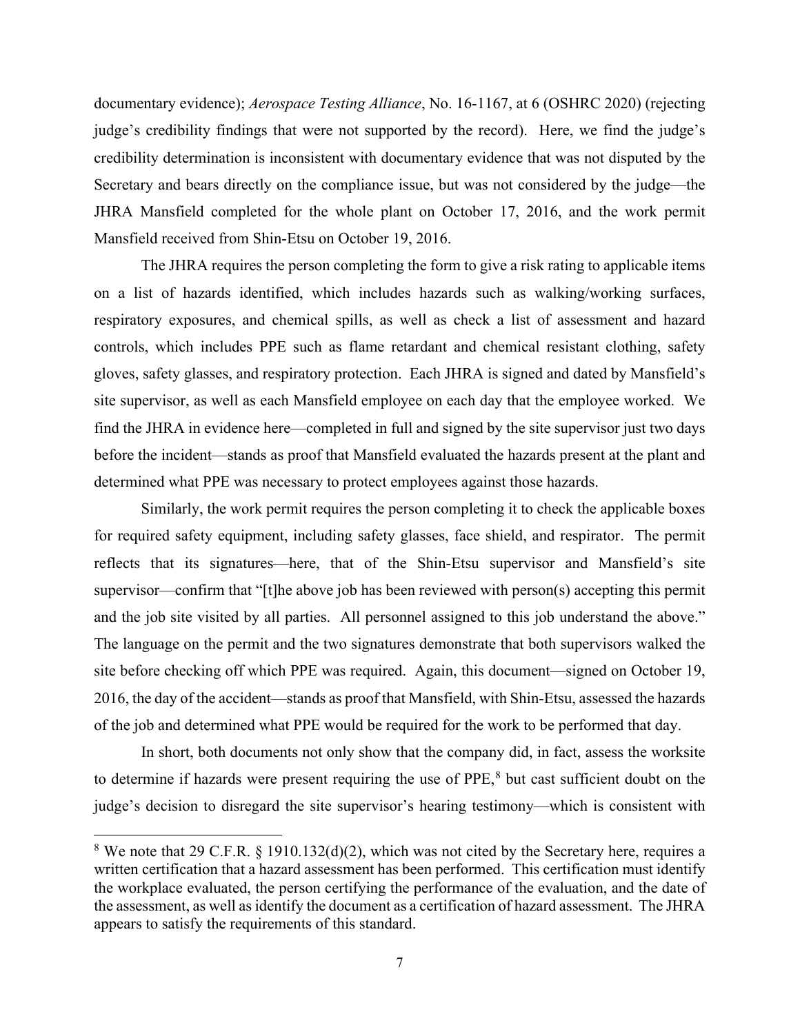documentary evidence); *Aerospace Testing Alliance*, No. 16-1167, at 6 (OSHRC 2020) (rejecting judge's credibility findings that were not supported by the record). Here, we find the judge's credibility determination is inconsistent with documentary evidence that was not disputed by the Secretary and bears directly on the compliance issue, but was not considered by the judge—the JHRA Mansfield completed for the whole plant on October 17, 2016, and the work permit Mansfield received from Shin-Etsu on October 19, 2016.

The JHRA requires the person completing the form to give a risk rating to applicable items on a list of hazards identified, which includes hazards such as walking/working surfaces, respiratory exposures, and chemical spills, as well as check a list of assessment and hazard controls, which includes PPE such as flame retardant and chemical resistant clothing, safety gloves, safety glasses, and respiratory protection. Each JHRA is signed and dated by Mansfield's site supervisor, as well as each Mansfield employee on each day that the employee worked. We find the JHRA in evidence here—completed in full and signed by the site supervisor just two days before the incident—stands as proof that Mansfield evaluated the hazards present at the plant and determined what PPE was necessary to protect employees against those hazards.

Similarly, the work permit requires the person completing it to check the applicable boxes for required safety equipment, including safety glasses, face shield, and respirator. The permit reflects that its signatures—here, that of the Shin-Etsu supervisor and Mansfield's site supervisor—confirm that "[t]he above job has been reviewed with person(s) accepting this permit and the job site visited by all parties. All personnel assigned to this job understand the above." The language on the permit and the two signatures demonstrate that both supervisors walked the site before checking off which PPE was required. Again, this document—signed on October 19, 2016, the day of the accident—stands as proof that Mansfield, with Shin-Etsu, assessed the hazards of the job and determined what PPE would be required for the work to be performed that day.

In short, both documents not only show that the company did, in fact, assess the worksite to determine if hazards were present requiring the use of PPE,[8] but cast sufficient doubt on the judge's decision to disregard the site supervisor's hearing testimony—which is consistent with

[8] We note that 29 C.F.R. § 1910.132(d)(2), which was not cited by the Secretary here, requires a written certification that a hazard assessment has been performed. This certification must identify the workplace evaluated, the person certifying the performance of the evaluation, and the date of the assessment, as well as identify the document as a certification of hazard assessment. The JHRA appears to satisfy the requirements of this standard.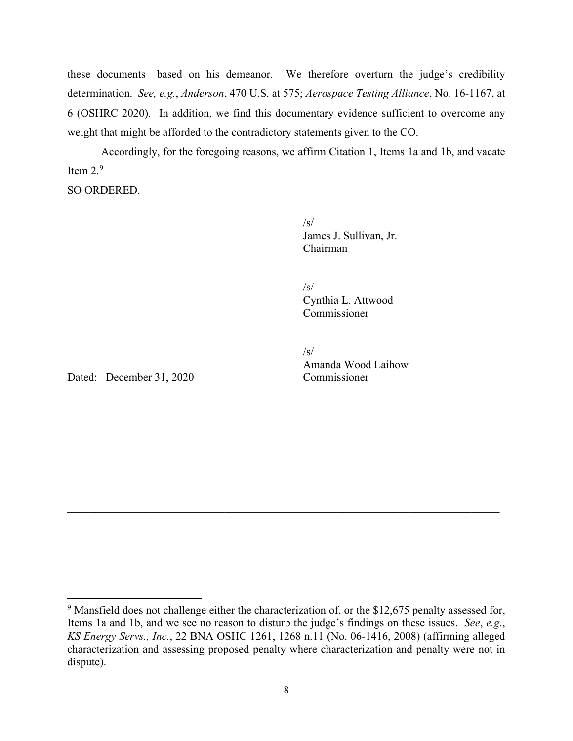these documents—based on his demeanor. We therefore overturn the judge's credibility determination. *See, e.g.*, *Anderson*, 470 U.S. at 575; *Aerospace Testing Alliance*, No. 16-1167, at 6 (OSHRC 2020). In addition, we find this documentary evidence sufficient to overcome any weight that might be afforded to the contradictory statements given to the CO.

Accordingly, for the foregoing reasons, we affirm Citation 1, Items 1a and 1b, and vacate Item 2.[9]

SO ORDERED.

/s/
James J. Sullivan, Jr.
Chairman

/s/
Cynthia L. Attwood
Commissioner

/s/
Amanda Wood Laihow
Commissioner

Dated: December 31, 2020

---

[9] Mansfield does not challenge either the characterization of, or the $12,675 penalty assessed for, Items 1a and 1b, and we see no reason to disturb the judge's findings on these issues. *See*, *e.g.*, *KS Energy Servs., Inc.*, 22 BNA OSHC 1261, 1268 n.11 (No. 06-1416, 2008) (affirming alleged characterization and assessing proposed penalty where characterization and penalty were not in dispute).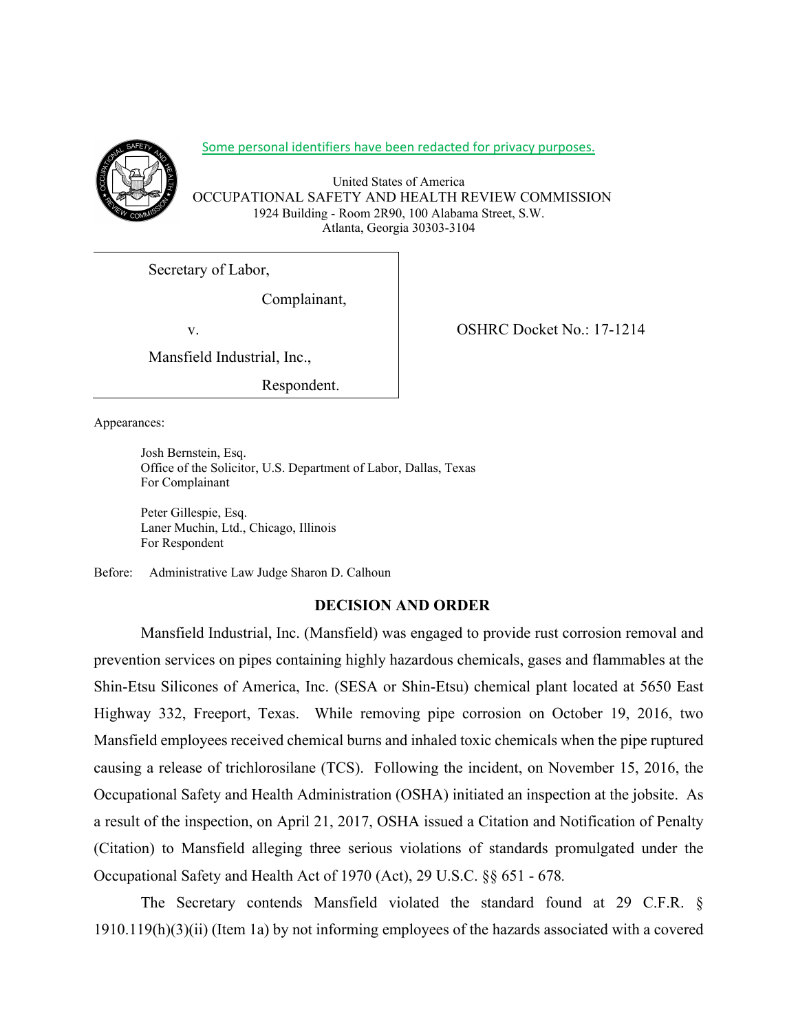Some personal identifiers have been redacted for privacy purposes.

United States of America
OCCUPATIONAL SAFETY AND HEALTH REVIEW COMMISSION
1924 Building - Room 2R90, 100 Alabama Street, S.W.
Atlanta, Georgia 30303-3104

| | |
|---|---|
| Secretary of Labor,<br><br>Complainant,<br><br>v.<br><br>Mansfield Industrial, Inc.,<br><br>Respondent. | OSHRC Docket No.: 17-1214 |

Appearances:

Josh Bernstein, Esq.
Office of the Solicitor, U.S. Department of Labor, Dallas, Texas
For Complainant

Peter Gillespie, Esq.
Laner Muchin, Ltd., Chicago, Illinois
For Respondent

Before: Administrative Law Judge Sharon D. Calhoun

## DECISION AND ORDER

Mansfield Industrial, Inc. (Mansfield) was engaged to provide rust corrosion removal and prevention services on pipes containing highly hazardous chemicals, gases and flammables at the Shin-Etsu Silicones of America, Inc. (SESA or Shin-Etsu) chemical plant located at 5650 East Highway 332, Freeport, Texas. While removing pipe corrosion on October 19, 2016, two Mansfield employees received chemical burns and inhaled toxic chemicals when the pipe ruptured causing a release of trichlorosilane (TCS). Following the incident, on November 15, 2016, the Occupational Safety and Health Administration (OSHA) initiated an inspection at the jobsite. As a result of the inspection, on April 21, 2017, OSHA issued a Citation and Notification of Penalty (Citation) to Mansfield alleging three serious violations of standards promulgated under the Occupational Safety and Health Act of 1970 (Act), 29 U.S.C. §§ 651 - 678.

The Secretary contends Mansfield violated the standard found at 29 C.F.R. § 1910.119(h)(3)(ii) (Item 1a) by not informing employees of the hazards associated with a covered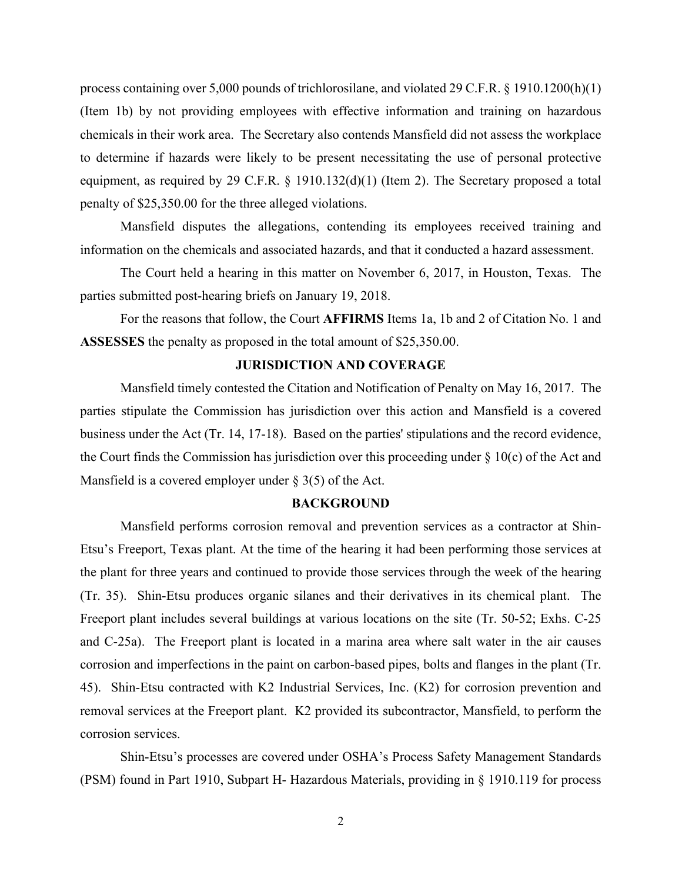process containing over 5,000 pounds of trichlorosilane, and violated 29 C.F.R. § 1910.1200(h)(1) (Item 1b) by not providing employees with effective information and training on hazardous chemicals in their work area. The Secretary also contends Mansfield did not assess the workplace to determine if hazards were likely to be present necessitating the use of personal protective equipment, as required by 29 C.F.R. § 1910.132(d)(1) (Item 2). The Secretary proposed a total penalty of $25,350.00 for the three alleged violations.

Mansfield disputes the allegations, contending its employees received training and information on the chemicals and associated hazards, and that it conducted a hazard assessment.

The Court held a hearing in this matter on November 6, 2017, in Houston, Texas. The parties submitted post-hearing briefs on January 19, 2018.

For the reasons that follow, the Court **AFFIRMS** Items 1a, 1b and 2 of Citation No. 1 and **ASSESSES** the penalty as proposed in the total amount of $25,350.00.

## JURISDICTION AND COVERAGE

Mansfield timely contested the Citation and Notification of Penalty on May 16, 2017. The parties stipulate the Commission has jurisdiction over this action and Mansfield is a covered business under the Act (Tr. 14, 17-18). Based on the parties' stipulations and the record evidence, the Court finds the Commission has jurisdiction over this proceeding under § 10(c) of the Act and Mansfield is a covered employer under § 3(5) of the Act.

## BACKGROUND

Mansfield performs corrosion removal and prevention services as a contractor at Shin-Etsu's Freeport, Texas plant. At the time of the hearing it had been performing those services at the plant for three years and continued to provide those services through the week of the hearing (Tr. 35). Shin-Etsu produces organic silanes and their derivatives in its chemical plant. The Freeport plant includes several buildings at various locations on the site (Tr. 50-52; Exhs. C-25 and C-25a). The Freeport plant is located in a marina area where salt water in the air causes corrosion and imperfections in the paint on carbon-based pipes, bolts and flanges in the plant (Tr. 45). Shin-Etsu contracted with K2 Industrial Services, Inc. (K2) for corrosion prevention and removal services at the Freeport plant. K2 provided its subcontractor, Mansfield, to perform the corrosion services.

Shin-Etsu's processes are covered under OSHA's Process Safety Management Standards (PSM) found in Part 1910, Subpart H- Hazardous Materials, providing in § 1910.119 for process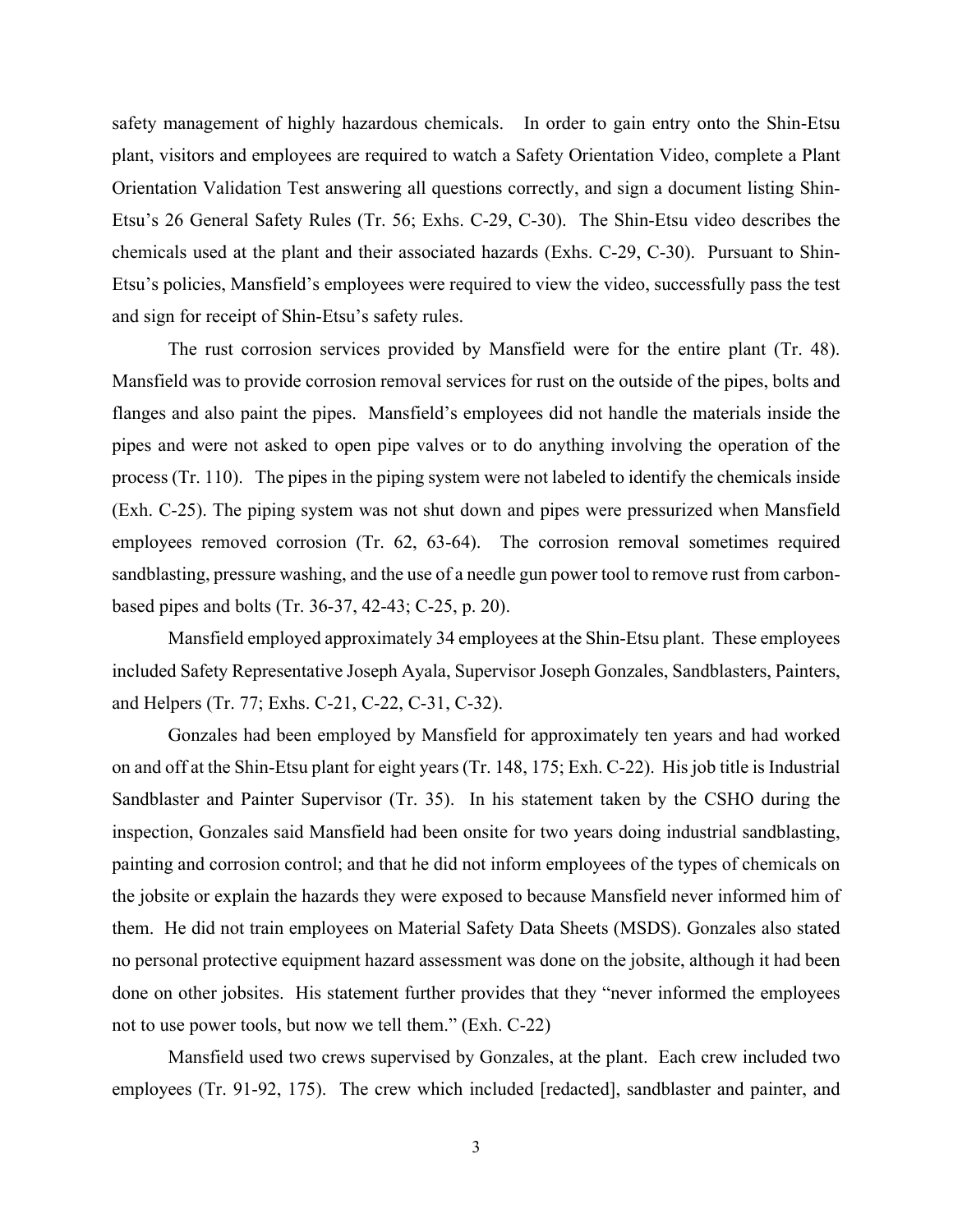safety management of highly hazardous chemicals. In order to gain entry onto the Shin-Etsu plant, visitors and employees are required to watch a Safety Orientation Video, complete a Plant Orientation Validation Test answering all questions correctly, and sign a document listing Shin-Etsu's 26 General Safety Rules (Tr. 56; Exhs. C-29, C-30). The Shin-Etsu video describes the chemicals used at the plant and their associated hazards (Exhs. C-29, C-30). Pursuant to Shin-Etsu's policies, Mansfield's employees were required to view the video, successfully pass the test and sign for receipt of Shin-Etsu's safety rules.

The rust corrosion services provided by Mansfield were for the entire plant (Tr. 48). Mansfield was to provide corrosion removal services for rust on the outside of the pipes, bolts and flanges and also paint the pipes. Mansfield's employees did not handle the materials inside the pipes and were not asked to open pipe valves or to do anything involving the operation of the process (Tr. 110). The pipes in the piping system were not labeled to identify the chemicals inside (Exh. C-25). The piping system was not shut down and pipes were pressurized when Mansfield employees removed corrosion (Tr. 62, 63-64). The corrosion removal sometimes required sandblasting, pressure washing, and the use of a needle gun power tool to remove rust from carbon-based pipes and bolts (Tr. 36-37, 42-43; C-25, p. 20).

Mansfield employed approximately 34 employees at the Shin-Etsu plant. These employees included Safety Representative Joseph Ayala, Supervisor Joseph Gonzales, Sandblasters, Painters, and Helpers (Tr. 77; Exhs. C-21, C-22, C-31, C-32).

Gonzales had been employed by Mansfield for approximately ten years and had worked on and off at the Shin-Etsu plant for eight years (Tr. 148, 175; Exh. C-22). His job title is Industrial Sandblaster and Painter Supervisor (Tr. 35). In his statement taken by the CSHO during the inspection, Gonzales said Mansfield had been onsite for two years doing industrial sandblasting, painting and corrosion control; and that he did not inform employees of the types of chemicals on the jobsite or explain the hazards they were exposed to because Mansfield never informed him of them. He did not train employees on Material Safety Data Sheets (MSDS). Gonzales also stated no personal protective equipment hazard assessment was done on the jobsite, although it had been done on other jobsites. His statement further provides that they "never informed the employees not to use power tools, but now we tell them." (Exh. C-22)

Mansfield used two crews supervised by Gonzales, at the plant. Each crew included two employees (Tr. 91-92, 175). The crew which included [redacted], sandblaster and painter, and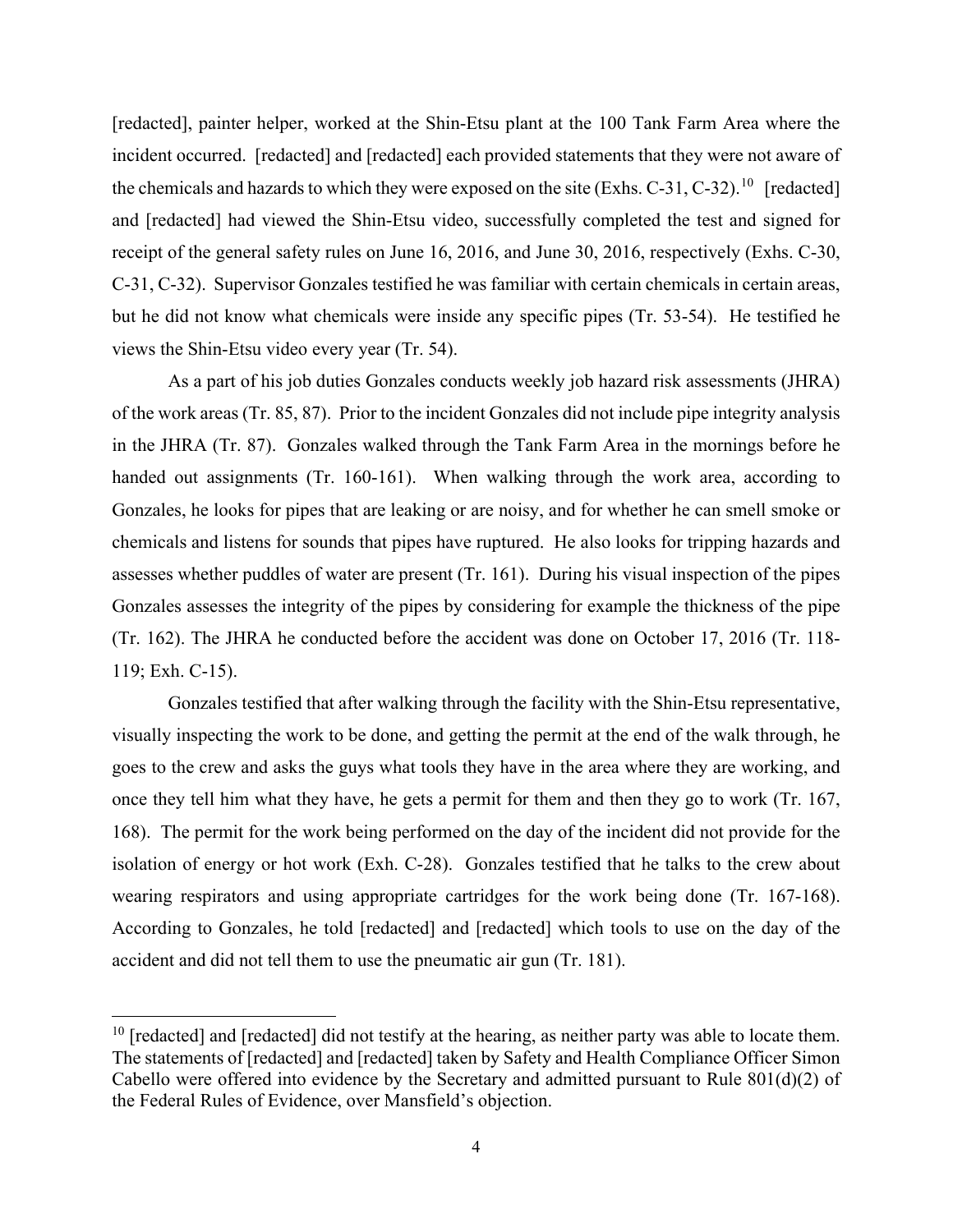[redacted], painter helper, worked at the Shin-Etsu plant at the 100 Tank Farm Area where the incident occurred. [redacted] and [redacted] each provided statements that they were not aware of the chemicals and hazards to which they were exposed on the site (Exhs. C-31, C-32).[10] [redacted] and [redacted] had viewed the Shin-Etsu video, successfully completed the test and signed for receipt of the general safety rules on June 16, 2016, and June 30, 2016, respectively (Exhs. C-30, C-31, C-32). Supervisor Gonzales testified he was familiar with certain chemicals in certain areas, but he did not know what chemicals were inside any specific pipes (Tr. 53-54). He testified he views the Shin-Etsu video every year (Tr. 54).

As a part of his job duties Gonzales conducts weekly job hazard risk assessments (JHRA) of the work areas (Tr. 85, 87). Prior to the incident Gonzales did not include pipe integrity analysis in the JHRA (Tr. 87). Gonzales walked through the Tank Farm Area in the mornings before he handed out assignments (Tr. 160-161). When walking through the work area, according to Gonzales, he looks for pipes that are leaking or are noisy, and for whether he can smell smoke or chemicals and listens for sounds that pipes have ruptured. He also looks for tripping hazards and assesses whether puddles of water are present (Tr. 161). During his visual inspection of the pipes Gonzales assesses the integrity of the pipes by considering for example the thickness of the pipe (Tr. 162). The JHRA he conducted before the accident was done on October 17, 2016 (Tr. 118-119; Exh. C-15).

Gonzales testified that after walking through the facility with the Shin-Etsu representative, visually inspecting the work to be done, and getting the permit at the end of the walk through, he goes to the crew and asks the guys what tools they have in the area where they are working, and once they tell him what they have, he gets a permit for them and then they go to work (Tr. 167, 168). The permit for the work being performed on the day of the incident did not provide for the isolation of energy or hot work (Exh. C-28). Gonzales testified that he talks to the crew about wearing respirators and using appropriate cartridges for the work being done (Tr. 167-168). According to Gonzales, he told [redacted] and [redacted] which tools to use on the day of the accident and did not tell them to use the pneumatic air gun (Tr. 181).

---

[10] [redacted] and [redacted] did not testify at the hearing, as neither party was able to locate them. The statements of [redacted] and [redacted] taken by Safety and Health Compliance Officer Simon Cabello were offered into evidence by the Secretary and admitted pursuant to Rule 801(d)(2) of the Federal Rules of Evidence, over Mansfield's objection.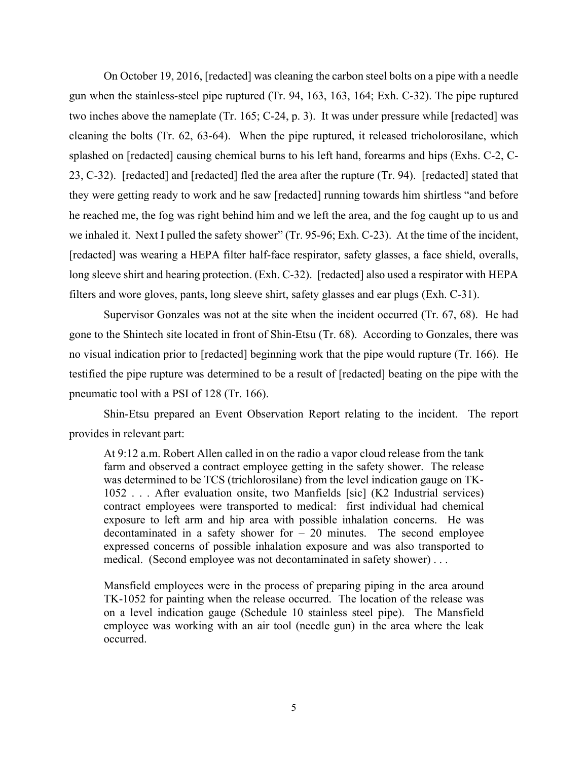On October 19, 2016, [redacted] was cleaning the carbon steel bolts on a pipe with a needle gun when the stainless-steel pipe ruptured (Tr. 94, 163, 163, 164; Exh. C-32). The pipe ruptured two inches above the nameplate (Tr. 165; C-24, p. 3). It was under pressure while [redacted] was cleaning the bolts (Tr. 62, 63-64). When the pipe ruptured, it released tricholorosilane, which splashed on [redacted] causing chemical burns to his left hand, forearms and hips (Exhs. C-2, C-23, C-32). [redacted] and [redacted] fled the area after the rupture (Tr. 94). [redacted] stated that they were getting ready to work and he saw [redacted] running towards him shirtless "and before he reached me, the fog was right behind him and we left the area, and the fog caught up to us and we inhaled it. Next I pulled the safety shower" (Tr. 95-96; Exh. C-23). At the time of the incident, [redacted] was wearing a HEPA filter half-face respirator, safety glasses, a face shield, overalls, long sleeve shirt and hearing protection. (Exh. C-32). [redacted] also used a respirator with HEPA filters and wore gloves, pants, long sleeve shirt, safety glasses and ear plugs (Exh. C-31).

Supervisor Gonzales was not at the site when the incident occurred (Tr. 67, 68). He had gone to the Shintech site located in front of Shin-Etsu (Tr. 68). According to Gonzales, there was no visual indication prior to [redacted] beginning work that the pipe would rupture (Tr. 166). He testified the pipe rupture was determined to be a result of [redacted] beating on the pipe with the pneumatic tool with a PSI of 128 (Tr. 166).

Shin-Etsu prepared an Event Observation Report relating to the incident. The report provides in relevant part:

> At 9:12 a.m. Robert Allen called in on the radio a vapor cloud release from the tank farm and observed a contract employee getting in the safety shower. The release was determined to be TCS (trichlorosilane) from the level indication gauge on TK-1052 . . . After evaluation onsite, two Manfields [sic] (K2 Industrial services) contract employees were transported to medical: first individual had chemical exposure to left arm and hip area with possible inhalation concerns. He was decontaminated in a safety shower for – 20 minutes. The second employee expressed concerns of possible inhalation exposure and was also transported to medical. (Second employee was not decontaminated in safety shower) . . .
>
> Mansfield employees were in the process of preparing piping in the area around TK-1052 for painting when the release occurred. The location of the release was on a level indication gauge (Schedule 10 stainless steel pipe). The Mansfield employee was working with an air tool (needle gun) in the area where the leak occurred.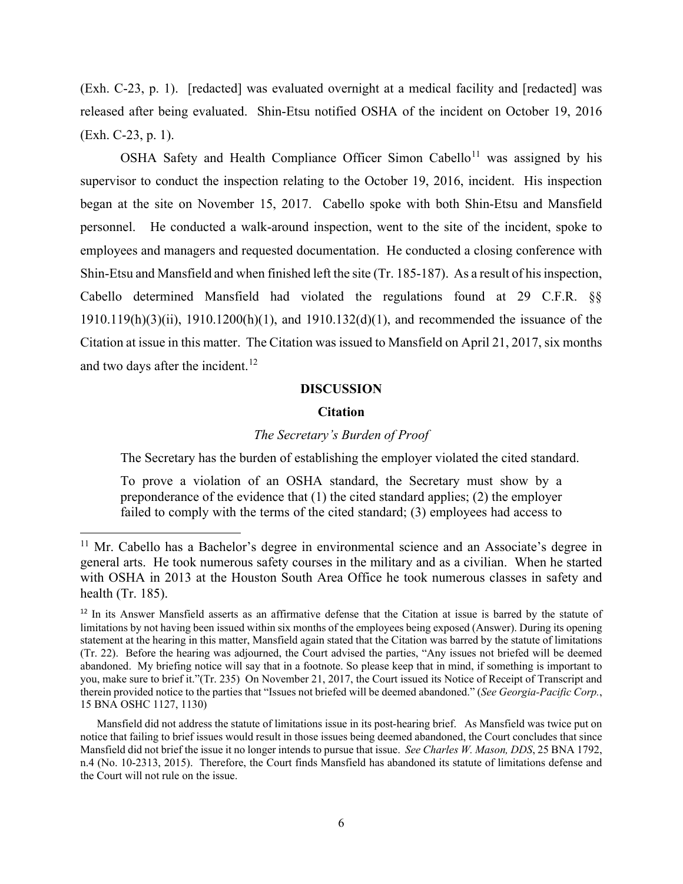(Exh. C-23, p. 1). [redacted] was evaluated overnight at a medical facility and [redacted] was released after being evaluated. Shin-Etsu notified OSHA of the incident on October 19, 2016 (Exh. C-23, p. 1).

OSHA Safety and Health Compliance Officer Simon Cabello[11] was assigned by his supervisor to conduct the inspection relating to the October 19, 2016, incident. His inspection began at the site on November 15, 2017. Cabello spoke with both Shin-Etsu and Mansfield personnel. He conducted a walk-around inspection, went to the site of the incident, spoke to employees and managers and requested documentation. He conducted a closing conference with Shin-Etsu and Mansfield and when finished left the site (Tr. 185-187). As a result of his inspection, Cabello determined Mansfield had violated the regulations found at 29 C.F.R. §§ 1910.119(h)(3)(ii), 1910.1200(h)(1), and 1910.132(d)(1), and recommended the issuance of the Citation at issue in this matter. The Citation was issued to Mansfield on April 21, 2017, six months and two days after the incident.[12]

## DISCUSSION

### Citation

*The Secretary's Burden of Proof*

The Secretary has the burden of establishing the employer violated the cited standard.

> To prove a violation of an OSHA standard, the Secretary must show by a preponderance of the evidence that (1) the cited standard applies; (2) the employer failed to comply with the terms of the cited standard; (3) employees had access to

---

[11] Mr. Cabello has a Bachelor's degree in environmental science and an Associate's degree in general arts. He took numerous safety courses in the military and as a civilian. When he started with OSHA in 2013 at the Houston South Area Office he took numerous classes in safety and health (Tr. 185).

[12] In its Answer Mansfield asserts as an affirmative defense that the Citation at issue is barred by the statute of limitations by not having been issued within six months of the employees being exposed (Answer). During its opening statement at the hearing in this matter, Mansfield again stated that the Citation was barred by the statute of limitations (Tr. 22). Before the hearing was adjourned, the Court advised the parties, "Any issues not briefed will be deemed abandoned. My briefing notice will say that in a footnote. So please keep that in mind, if something is important to you, make sure to brief it."(Tr. 235) On November 21, 2017, the Court issued its Notice of Receipt of Transcript and therein provided notice to the parties that "Issues not briefed will be deemed abandoned." (*See Georgia-Pacific Corp.*, 15 BNA OSHC 1127, 1130)

Mansfield did not address the statute of limitations issue in its post-hearing brief. As Mansfield was twice put on notice that failing to brief issues would result in those issues being deemed abandoned, the Court concludes that since Mansfield did not brief the issue it no longer intends to pursue that issue. *See Charles W. Mason, DDS*, 25 BNA 1792, n.4 (No. 10-2313, 2015). Therefore, the Court finds Mansfield has abandoned its statute of limitations defense and the Court will not rule on the issue.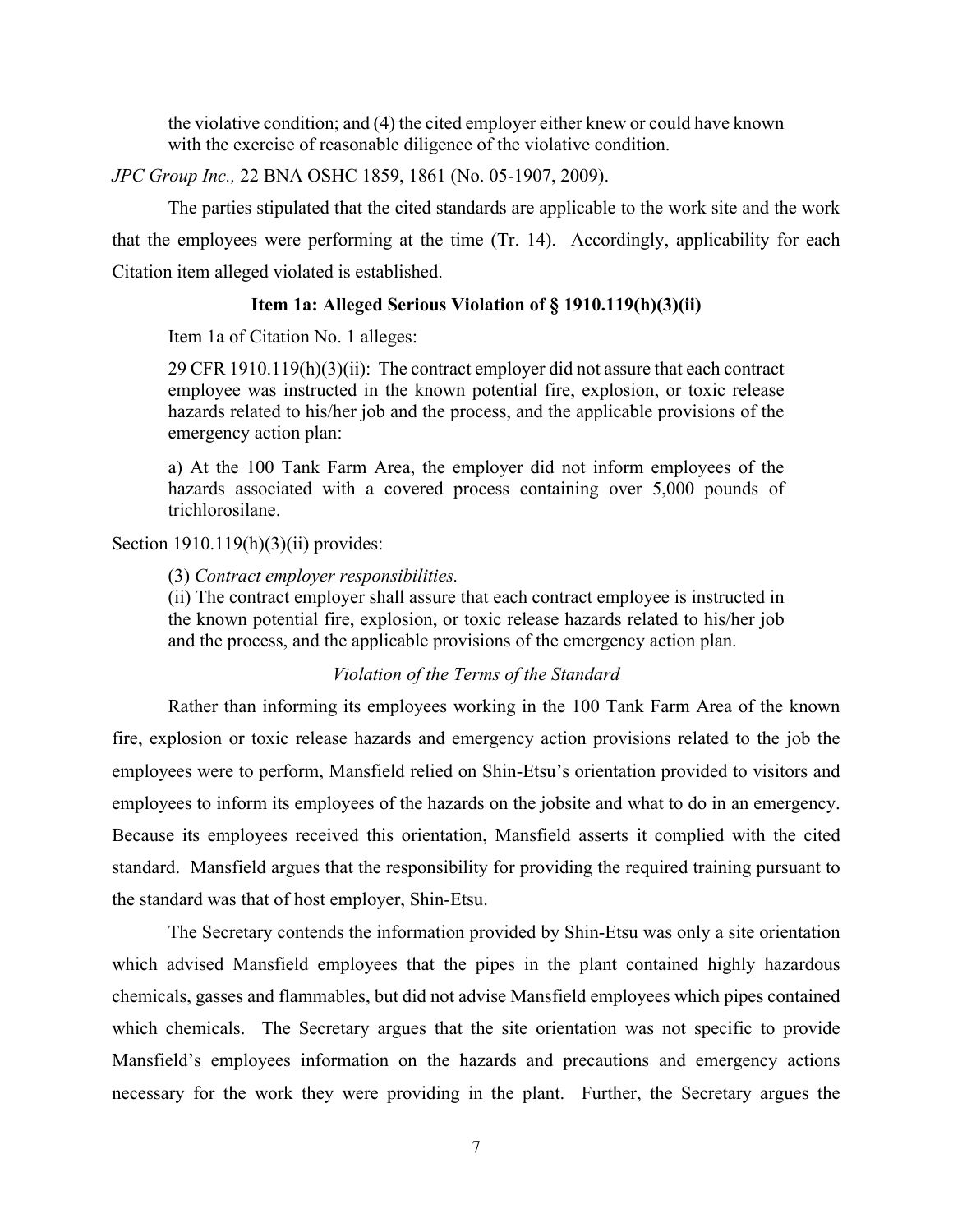> the violative condition; and (4) the cited employer either knew or could have known with the exercise of reasonable diligence of the violative condition.

*JPC Group Inc.,* 22 BNA OSHC 1859, 1861 (No. 05-1907, 2009).

The parties stipulated that the cited standards are applicable to the work site and the work that the employees were performing at the time (Tr. 14). Accordingly, applicability for each Citation item alleged violated is established.

### Item 1a: Alleged Serious Violation of § 1910.119(h)(3)(ii)

Item 1a of Citation No. 1 alleges:

> 29 CFR 1910.119(h)(3)(ii): The contract employer did not assure that each contract employee was instructed in the known potential fire, explosion, or toxic release hazards related to his/her job and the process, and the applicable provisions of the emergency action plan:
>
> a) At the 100 Tank Farm Area, the employer did not inform employees of the hazards associated with a covered process containing over 5,000 pounds of trichlorosilane.

Section 1910.119(h)(3)(ii) provides:

> (3) *Contract employer responsibilities.*
> (ii) The contract employer shall assure that each contract employee is instructed in the known potential fire, explosion, or toxic release hazards related to his/her job and the process, and the applicable provisions of the emergency action plan.

*Violation of the Terms of the Standard*

Rather than informing its employees working in the 100 Tank Farm Area of the known fire, explosion or toxic release hazards and emergency action provisions related to the job the employees were to perform, Mansfield relied on Shin-Etsu's orientation provided to visitors and employees to inform its employees of the hazards on the jobsite and what to do in an emergency. Because its employees received this orientation, Mansfield asserts it complied with the cited standard. Mansfield argues that the responsibility for providing the required training pursuant to the standard was that of host employer, Shin-Etsu.

The Secretary contends the information provided by Shin-Etsu was only a site orientation which advised Mansfield employees that the pipes in the plant contained highly hazardous chemicals, gasses and flammables, but did not advise Mansfield employees which pipes contained which chemicals. The Secretary argues that the site orientation was not specific to provide Mansfield's employees information on the hazards and precautions and emergency actions necessary for the work they were providing in the plant. Further, the Secretary argues the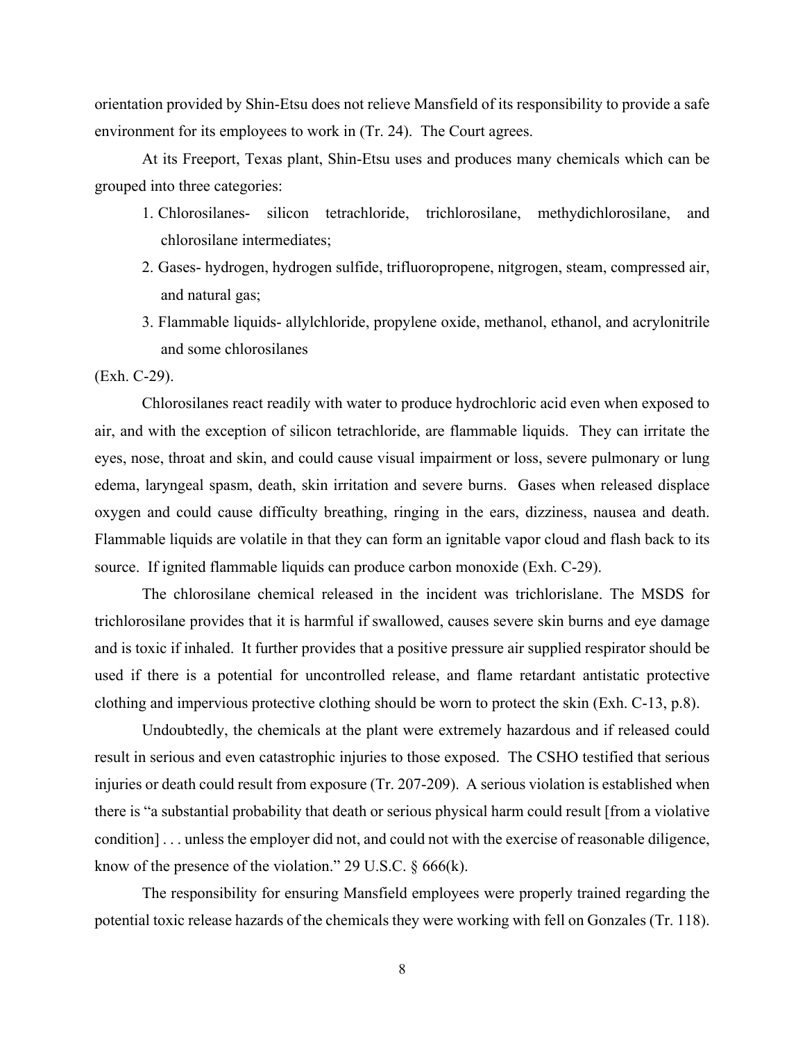orientation provided by Shin-Etsu does not relieve Mansfield of its responsibility to provide a safe environment for its employees to work in (Tr. 24). The Court agrees.

At its Freeport, Texas plant, Shin-Etsu uses and produces many chemicals which can be grouped into three categories:

1. Chlorosilanes- silicon tetrachloride, trichlorosilane, methydichlorosilane, and chlorosilane intermediates;
2. Gases- hydrogen, hydrogen sulfide, trifluoropropene, nitgrogen, steam, compressed air, and natural gas;
3. Flammable liquids- allylchloride, propylene oxide, methanol, ethanol, and acrylonitrile and some chlorosilanes

(Exh. C-29).

Chlorosilanes react readily with water to produce hydrochloric acid even when exposed to air, and with the exception of silicon tetrachloride, are flammable liquids. They can irritate the eyes, nose, throat and skin, and could cause visual impairment or loss, severe pulmonary or lung edema, laryngeal spasm, death, skin irritation and severe burns. Gases when released displace oxygen and could cause difficulty breathing, ringing in the ears, dizziness, nausea and death. Flammable liquids are volatile in that they can form an ignitable vapor cloud and flash back to its source. If ignited flammable liquids can produce carbon monoxide (Exh. C-29).

The chlorosilane chemical released in the incident was trichlorislane. The MSDS for trichlorosilane provides that it is harmful if swallowed, causes severe skin burns and eye damage and is toxic if inhaled. It further provides that a positive pressure air supplied respirator should be used if there is a potential for uncontrolled release, and flame retardant antistatic protective clothing and impervious protective clothing should be worn to protect the skin (Exh. C-13, p.8).

Undoubtedly, the chemicals at the plant were extremely hazardous and if released could result in serious and even catastrophic injuries to those exposed. The CSHO testified that serious injuries or death could result from exposure (Tr. 207-209). A serious violation is established when there is "a substantial probability that death or serious physical harm could result [from a violative condition] . . . unless the employer did not, and could not with the exercise of reasonable diligence, know of the presence of the violation." 29 U.S.C. § 666(k).

The responsibility for ensuring Mansfield employees were properly trained regarding the potential toxic release hazards of the chemicals they were working with fell on Gonzales (Tr. 118).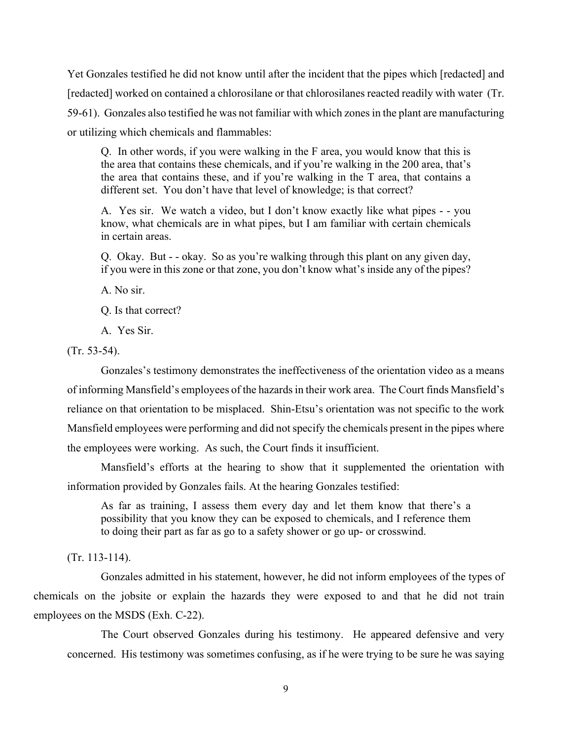Yet Gonzales testified he did not know until after the incident that the pipes which [redacted] and [redacted] worked on contained a chlorosilane or that chlorosilanes reacted readily with water (Tr. 59-61). Gonzales also testified he was not familiar with which zones in the plant are manufacturing or utilizing which chemicals and flammables:

> Q. In other words, if you were walking in the F area, you would know that this is the area that contains these chemicals, and if you're walking in the 200 area, that's the area that contains these, and if you're walking in the T area, that contains a different set. You don't have that level of knowledge; is that correct?
>
> A. Yes sir. We watch a video, but I don't know exactly like what pipes - - you know, what chemicals are in what pipes, but I am familiar with certain chemicals in certain areas.
>
> Q. Okay. But - - okay. So as you're walking through this plant on any given day, if you were in this zone or that zone, you don't know what's inside any of the pipes?
>
> A. No sir.
>
> Q. Is that correct?
>
> A. Yes Sir.

(Tr. 53-54).

Gonzales's testimony demonstrates the ineffectiveness of the orientation video as a means of informing Mansfield's employees of the hazards in their work area. The Court finds Mansfield's reliance on that orientation to be misplaced. Shin-Etsu's orientation was not specific to the work Mansfield employees were performing and did not specify the chemicals present in the pipes where the employees were working. As such, the Court finds it insufficient.

Mansfield's efforts at the hearing to show that it supplemented the orientation with information provided by Gonzales fails. At the hearing Gonzales testified:

> As far as training, I assess them every day and let them know that there's a possibility that you know they can be exposed to chemicals, and I reference them to doing their part as far as go to a safety shower or go up- or crosswind.

(Tr. 113-114).

Gonzales admitted in his statement, however, he did not inform employees of the types of chemicals on the jobsite or explain the hazards they were exposed to and that he did not train employees on the MSDS (Exh. C-22).

The Court observed Gonzales during his testimony. He appeared defensive and very concerned. His testimony was sometimes confusing, as if he were trying to be sure he was saying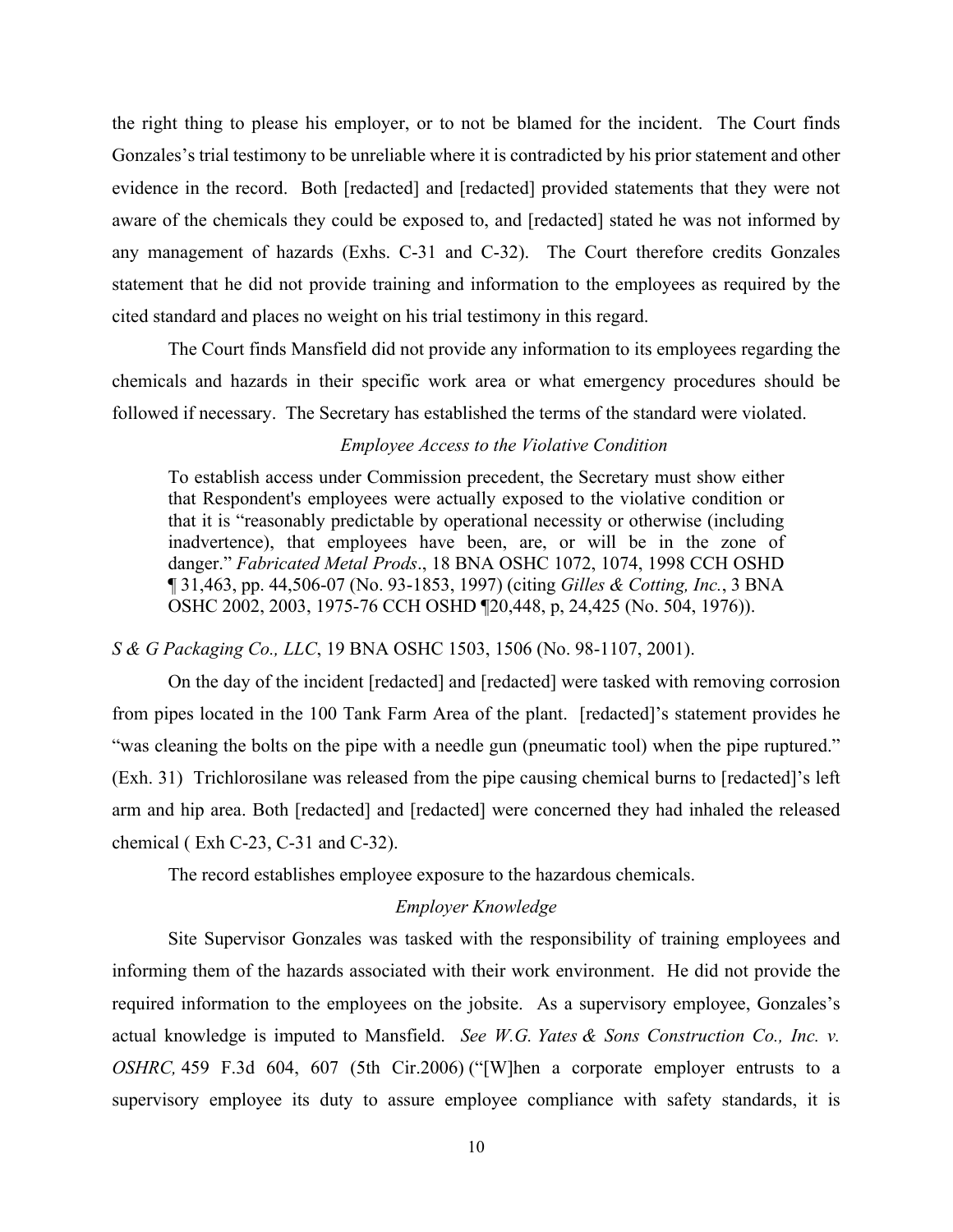the right thing to please his employer, or to not be blamed for the incident. The Court finds Gonzales's trial testimony to be unreliable where it is contradicted by his prior statement and other evidence in the record. Both [redacted] and [redacted] provided statements that they were not aware of the chemicals they could be exposed to, and [redacted] stated he was not informed by any management of hazards (Exhs. C-31 and C-32). The Court therefore credits Gonzales statement that he did not provide training and information to the employees as required by the cited standard and places no weight on his trial testimony in this regard.

The Court finds Mansfield did not provide any information to its employees regarding the chemicals and hazards in their specific work area or what emergency procedures should be followed if necessary. The Secretary has established the terms of the standard were violated.

*Employee Access to the Violative Condition*

> To establish access under Commission precedent, the Secretary must show either that Respondent's employees were actually exposed to the violative condition or that it is "reasonably predictable by operational necessity or otherwise (including inadvertence), that employees have been, are, or will be in the zone of danger." *Fabricated Metal Prods*., 18 BNA OSHC 1072, 1074, 1998 CCH OSHD ¶ 31,463, pp. 44,506-07 (No. 93-1853, 1997) (citing *Gilles & Cotting, Inc.*, 3 BNA OSHC 2002, 2003, 1975-76 CCH OSHD ¶20,448, p, 24,425 (No. 504, 1976)).

*S & G Packaging Co., LLC*, 19 BNA OSHC 1503, 1506 (No. 98-1107, 2001).

On the day of the incident [redacted] and [redacted] were tasked with removing corrosion from pipes located in the 100 Tank Farm Area of the plant. [redacted]'s statement provides he "was cleaning the bolts on the pipe with a needle gun (pneumatic tool) when the pipe ruptured." (Exh. 31) Trichlorosilane was released from the pipe causing chemical burns to [redacted]'s left arm and hip area. Both [redacted] and [redacted] were concerned they had inhaled the released chemical ( Exh C-23, C-31 and C-32).

The record establishes employee exposure to the hazardous chemicals.

*Employer Knowledge*

Site Supervisor Gonzales was tasked with the responsibility of training employees and informing them of the hazards associated with their work environment. He did not provide the required information to the employees on the jobsite. As a supervisory employee, Gonzales's actual knowledge is imputed to Mansfield. *See W.G. Yates & Sons Construction Co., Inc. v. OSHRC,* 459 F.3d 604, 607 (5th Cir.2006) ("[W]hen a corporate employer entrusts to a supervisory employee its duty to assure employee compliance with safety standards, it is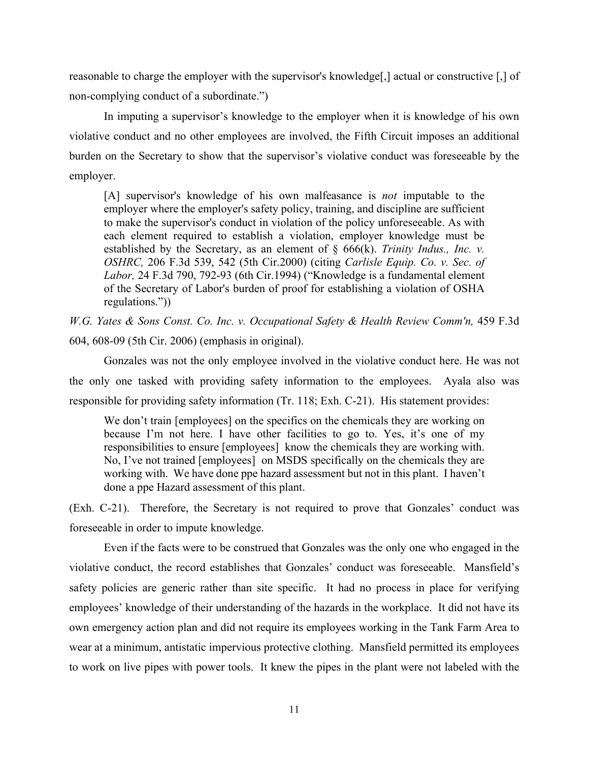reasonable to charge the employer with the supervisor's knowledge[,] actual or constructive [,] of non-complying conduct of a subordinate.")

In imputing a supervisor's knowledge to the employer when it is knowledge of his own violative conduct and no other employees are involved, the Fifth Circuit imposes an additional burden on the Secretary to show that the supervisor's violative conduct was foreseeable by the employer.

> [A] supervisor's knowledge of his own malfeasance is *not* imputable to the employer where the employer's safety policy, training, and discipline are sufficient to make the supervisor's conduct in violation of the policy unforeseeable. As with each element required to establish a violation, employer knowledge must be established by the Secretary, as an element of § 666(k). *Trinity Indus., Inc. v. OSHRC,* 206 F.3d 539, 542 (5th Cir.2000) (citing *Carlisle Equip. Co. v. Sec. of Labor,* 24 F.3d 790, 792-93 (6th Cir.1994) ("Knowledge is a fundamental element of the Secretary of Labor's burden of proof for establishing a violation of OSHA regulations."))

*W.G. Yates & Sons Const. Co. Inc. v. Occupational Safety & Health Review Comm'n,* 459 F.3d 604, 608-09 (5th Cir. 2006) (emphasis in original).

Gonzales was not the only employee involved in the violative conduct here. He was not the only one tasked with providing safety information to the employees. Ayala also was responsible for providing safety information (Tr. 118; Exh. C-21). His statement provides:

> We don't train [employees] on the specifics on the chemicals they are working on because I'm not here. I have other facilities to go to. Yes, it's one of my responsibilities to ensure [employees] know the chemicals they are working with. No, I've not trained [employees] on MSDS specifically on the chemicals they are working with. We have done ppe hazard assessment but not in this plant. I haven't done a ppe Hazard assessment of this plant.

(Exh. C-21). Therefore, the Secretary is not required to prove that Gonzales' conduct was foreseeable in order to impute knowledge.

Even if the facts were to be construed that Gonzales was the only one who engaged in the violative conduct, the record establishes that Gonzales' conduct was foreseeable. Mansfield's safety policies are generic rather than site specific. It had no process in place for verifying employees' knowledge of their understanding of the hazards in the workplace. It did not have its own emergency action plan and did not require its employees working in the Tank Farm Area to wear at a minimum, antistatic impervious protective clothing. Mansfield permitted its employees to work on live pipes with power tools. It knew the pipes in the plant were not labeled with the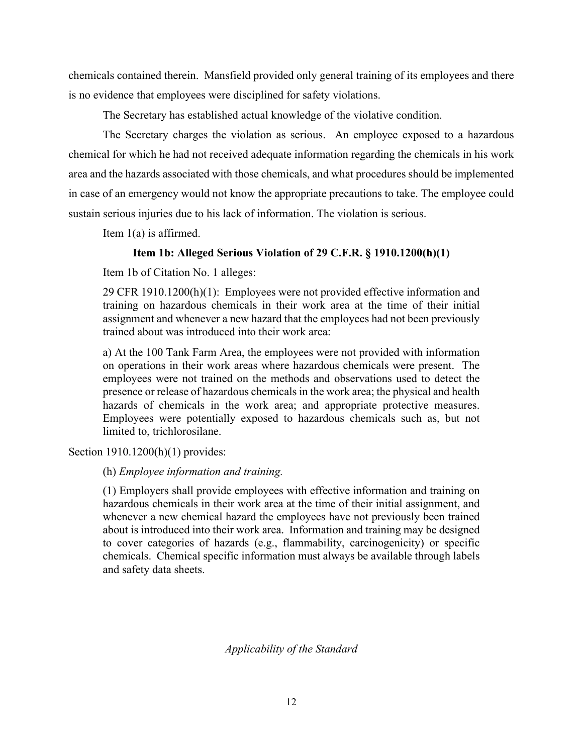chemicals contained therein. Mansfield provided only general training of its employees and there is no evidence that employees were disciplined for safety violations.

The Secretary has established actual knowledge of the violative condition.

The Secretary charges the violation as serious. An employee exposed to a hazardous chemical for which he had not received adequate information regarding the chemicals in his work area and the hazards associated with those chemicals, and what procedures should be implemented in case of an emergency would not know the appropriate precautions to take. The employee could sustain serious injuries due to his lack of information. The violation is serious.

Item 1(a) is affirmed.

### Item 1b: Alleged Serious Violation of 29 C.F.R. § 1910.1200(h)(1)

Item 1b of Citation No. 1 alleges:

> 29 CFR 1910.1200(h)(1): Employees were not provided effective information and training on hazardous chemicals in their work area at the time of their initial assignment and whenever a new hazard that the employees had not been previously trained about was introduced into their work area:
>
> a) At the 100 Tank Farm Area, the employees were not provided with information on operations in their work areas where hazardous chemicals were present. The employees were not trained on the methods and observations used to detect the presence or release of hazardous chemicals in the work area; the physical and health hazards of chemicals in the work area; and appropriate protective measures. Employees were potentially exposed to hazardous chemicals such as, but not limited to, trichlorosilane.

Section 1910.1200(h)(1) provides:

> (h) *Employee information and training.*
>
> (1) Employers shall provide employees with effective information and training on hazardous chemicals in their work area at the time of their initial assignment, and whenever a new chemical hazard the employees have not previously been trained about is introduced into their work area. Information and training may be designed to cover categories of hazards (e.g., flammability, carcinogenicity) or specific chemicals. Chemical specific information must always be available through labels and safety data sheets.

*Applicability of the Standard*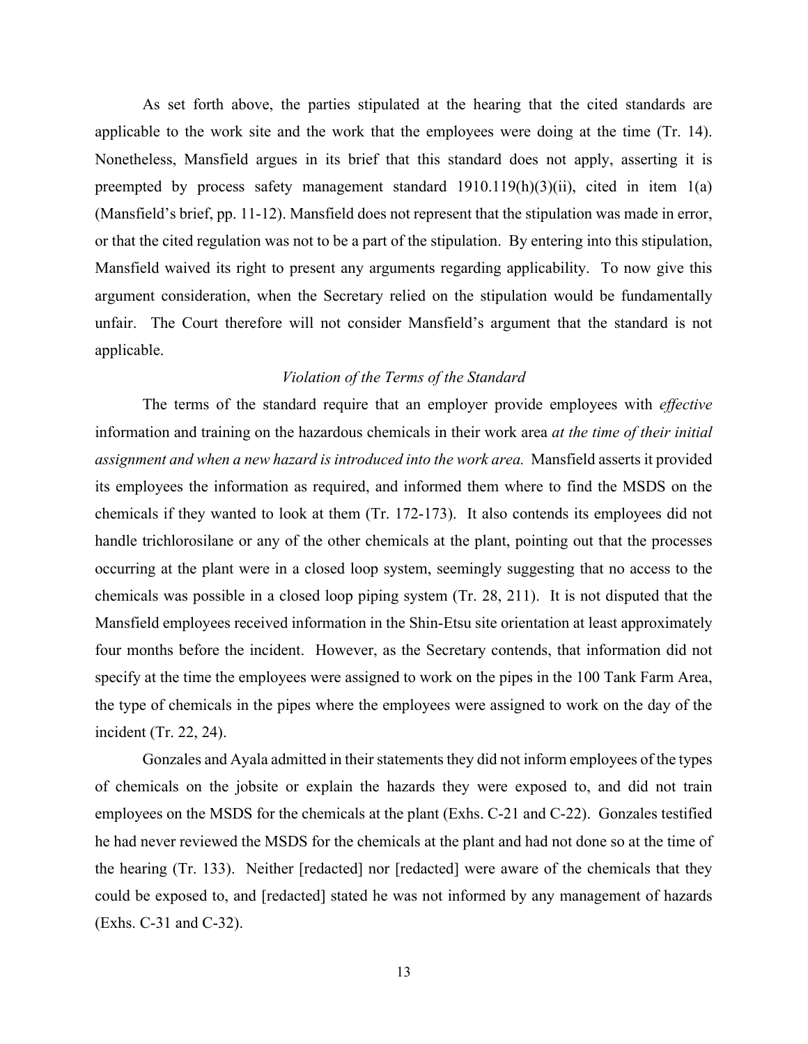As set forth above, the parties stipulated at the hearing that the cited standards are applicable to the work site and the work that the employees were doing at the time (Tr. 14). Nonetheless, Mansfield argues in its brief that this standard does not apply, asserting it is preempted by process safety management standard 1910.119(h)(3)(ii), cited in item 1(a) (Mansfield's brief, pp. 11-12). Mansfield does not represent that the stipulation was made in error, or that the cited regulation was not to be a part of the stipulation. By entering into this stipulation, Mansfield waived its right to present any arguments regarding applicability. To now give this argument consideration, when the Secretary relied on the stipulation would be fundamentally unfair. The Court therefore will not consider Mansfield's argument that the standard is not applicable.

*Violation of the Terms of the Standard*

The terms of the standard require that an employer provide employees with *effective* information and training on the hazardous chemicals in their work area *at the time of their initial assignment and when a new hazard is introduced into the work area.* Mansfield asserts it provided its employees the information as required, and informed them where to find the MSDS on the chemicals if they wanted to look at them (Tr. 172-173). It also contends its employees did not handle trichlorosilane or any of the other chemicals at the plant, pointing out that the processes occurring at the plant were in a closed loop system, seemingly suggesting that no access to the chemicals was possible in a closed loop piping system (Tr. 28, 211). It is not disputed that the Mansfield employees received information in the Shin-Etsu site orientation at least approximately four months before the incident. However, as the Secretary contends, that information did not specify at the time the employees were assigned to work on the pipes in the 100 Tank Farm Area, the type of chemicals in the pipes where the employees were assigned to work on the day of the incident (Tr. 22, 24).

Gonzales and Ayala admitted in their statements they did not inform employees of the types of chemicals on the jobsite or explain the hazards they were exposed to, and did not train employees on the MSDS for the chemicals at the plant (Exhs. C-21 and C-22). Gonzales testified he had never reviewed the MSDS for the chemicals at the plant and had not done so at the time of the hearing (Tr. 133). Neither [redacted] nor [redacted] were aware of the chemicals that they could be exposed to, and [redacted] stated he was not informed by any management of hazards (Exhs. C-31 and C-32).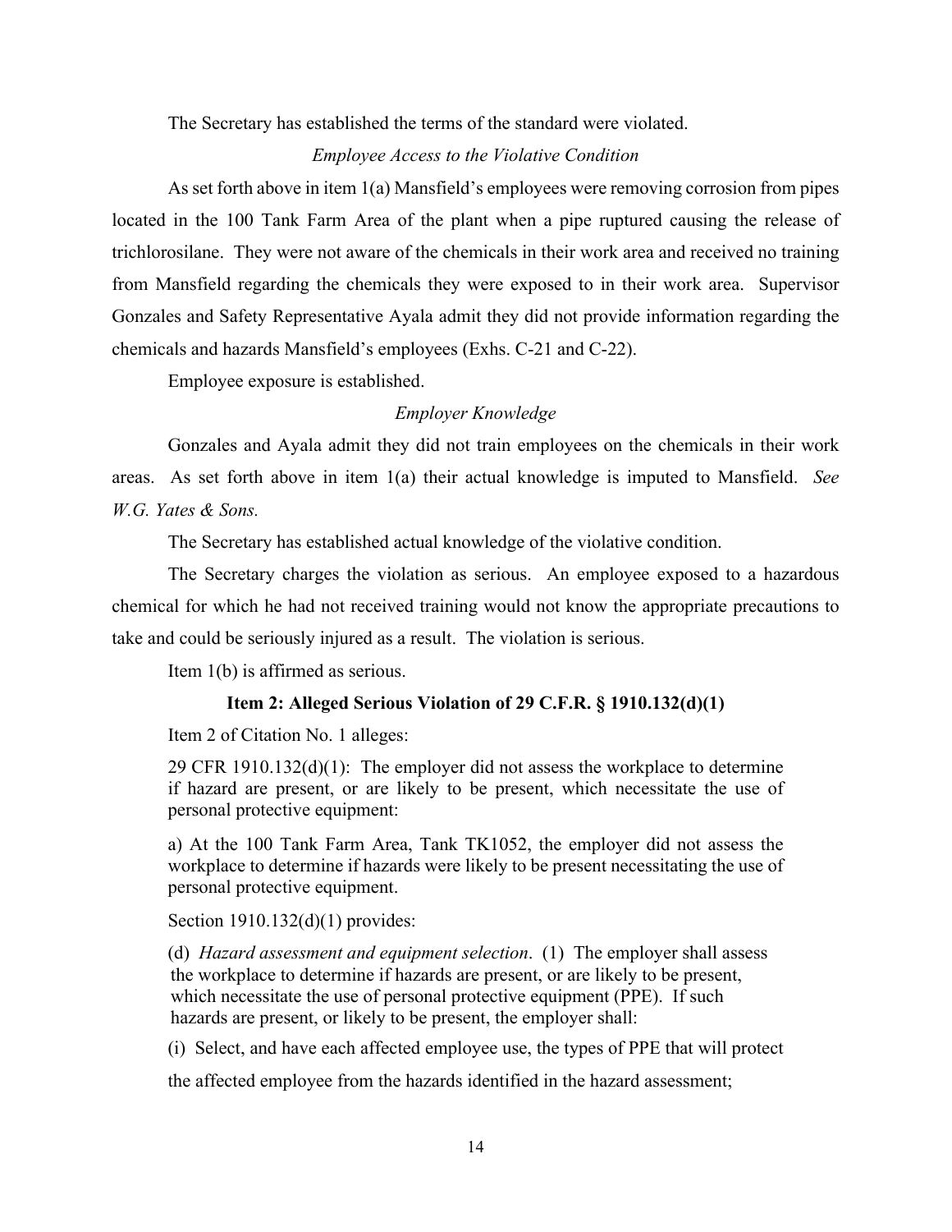The Secretary has established the terms of the standard were violated.

*Employee Access to the Violative Condition*

As set forth above in item 1(a) Mansfield's employees were removing corrosion from pipes located in the 100 Tank Farm Area of the plant when a pipe ruptured causing the release of trichlorosilane. They were not aware of the chemicals in their work area and received no training from Mansfield regarding the chemicals they were exposed to in their work area. Supervisor Gonzales and Safety Representative Ayala admit they did not provide information regarding the chemicals and hazards Mansfield's employees (Exhs. C-21 and C-22).

Employee exposure is established.

*Employer Knowledge*

Gonzales and Ayala admit they did not train employees on the chemicals in their work areas. As set forth above in item 1(a) their actual knowledge is imputed to Mansfield. *See W.G. Yates & Sons.*

The Secretary has established actual knowledge of the violative condition.

The Secretary charges the violation as serious. An employee exposed to a hazardous chemical for which he had not received training would not know the appropriate precautions to take and could be seriously injured as a result. The violation is serious.

Item 1(b) is affirmed as serious.

**Item 2: Alleged Serious Violation of 29 C.F.R. § 1910.132(d)(1)**

Item 2 of Citation No. 1 alleges:

> 29 CFR 1910.132(d)(1): The employer did not assess the workplace to determine if hazard are present, or are likely to be present, which necessitate the use of personal protective equipment:
>
> a) At the 100 Tank Farm Area, Tank TK1052, the employer did not assess the workplace to determine if hazards were likely to be present necessitating the use of personal protective equipment.

Section 1910.132(d)(1) provides:

> (d) *Hazard assessment and equipment selection*. (1) The employer shall assess the workplace to determine if hazards are present, or are likely to be present, which necessitate the use of personal protective equipment (PPE). If such hazards are present, or likely to be present, the employer shall:
>
> (i) Select, and have each affected employee use, the types of PPE that will protect the affected employee from the hazards identified in the hazard assessment;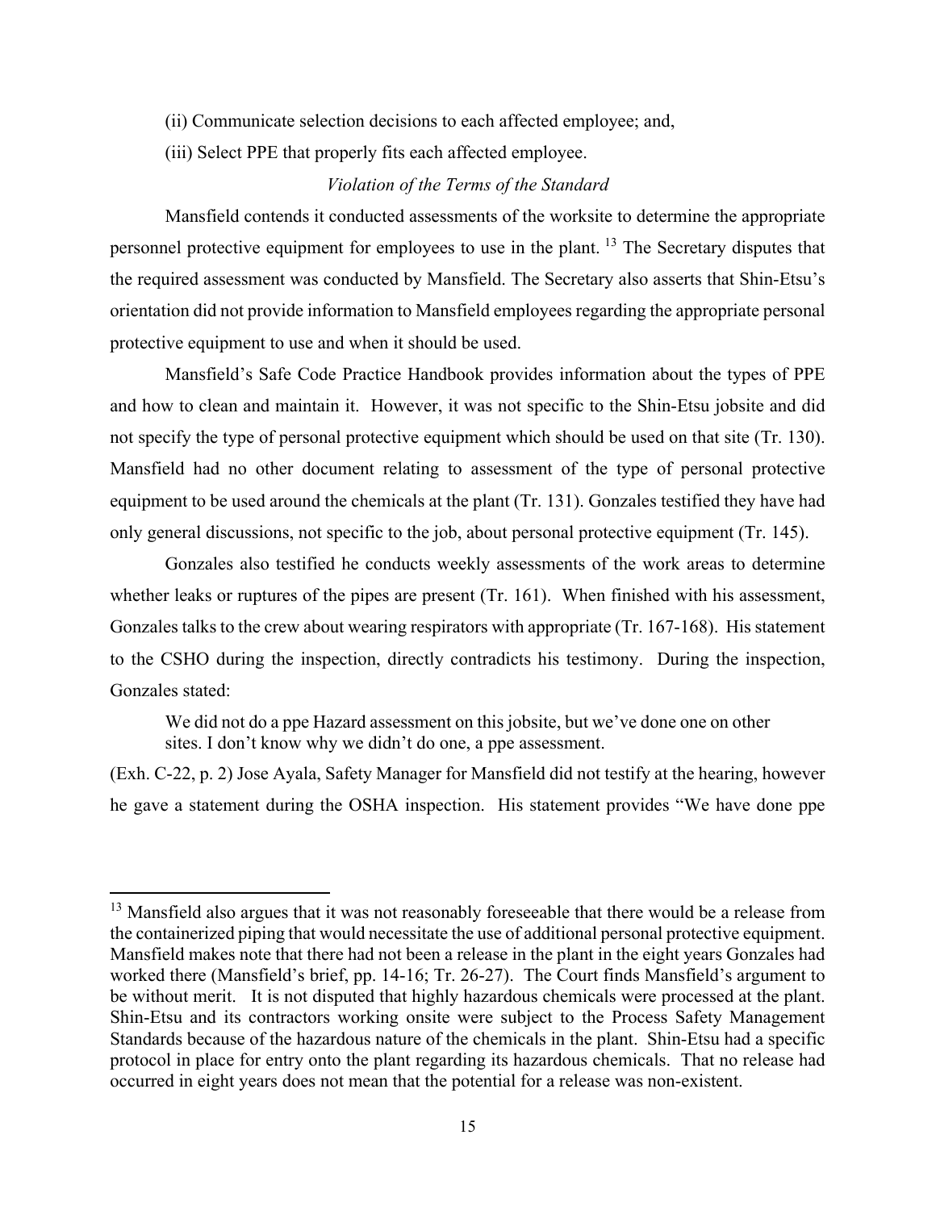(ii) Communicate selection decisions to each affected employee; and,

(iii) Select PPE that properly fits each affected employee.

*Violation of the Terms of the Standard*

Mansfield contends it conducted assessments of the worksite to determine the appropriate personnel protective equipment for employees to use in the plant. [13] The Secretary disputes that the required assessment was conducted by Mansfield. The Secretary also asserts that Shin-Etsu's orientation did not provide information to Mansfield employees regarding the appropriate personal protective equipment to use and when it should be used.

Mansfield's Safe Code Practice Handbook provides information about the types of PPE and how to clean and maintain it. However, it was not specific to the Shin-Etsu jobsite and did not specify the type of personal protective equipment which should be used on that site (Tr. 130). Mansfield had no other document relating to assessment of the type of personal protective equipment to be used around the chemicals at the plant (Tr. 131). Gonzales testified they have had only general discussions, not specific to the job, about personal protective equipment (Tr. 145).

Gonzales also testified he conducts weekly assessments of the work areas to determine whether leaks or ruptures of the pipes are present (Tr. 161). When finished with his assessment, Gonzales talks to the crew about wearing respirators with appropriate (Tr. 167-168). His statement to the CSHO during the inspection, directly contradicts his testimony. During the inspection, Gonzales stated:

> We did not do a ppe Hazard assessment on this jobsite, but we've done one on other sites. I don't know why we didn't do one, a ppe assessment.

(Exh. C-22, p. 2) Jose Ayala, Safety Manager for Mansfield did not testify at the hearing, however he gave a statement during the OSHA inspection. His statement provides "We have done ppe

---

[13] Mansfield also argues that it was not reasonably foreseeable that there would be a release from the containerized piping that would necessitate the use of additional personal protective equipment. Mansfield makes note that there had not been a release in the plant in the eight years Gonzales had worked there (Mansfield's brief, pp. 14-16; Tr. 26-27). The Court finds Mansfield's argument to be without merit. It is not disputed that highly hazardous chemicals were processed at the plant. Shin-Etsu and its contractors working onsite were subject to the Process Safety Management Standards because of the hazardous nature of the chemicals in the plant. Shin-Etsu had a specific protocol in place for entry onto the plant regarding its hazardous chemicals. That no release had occurred in eight years does not mean that the potential for a release was non-existent.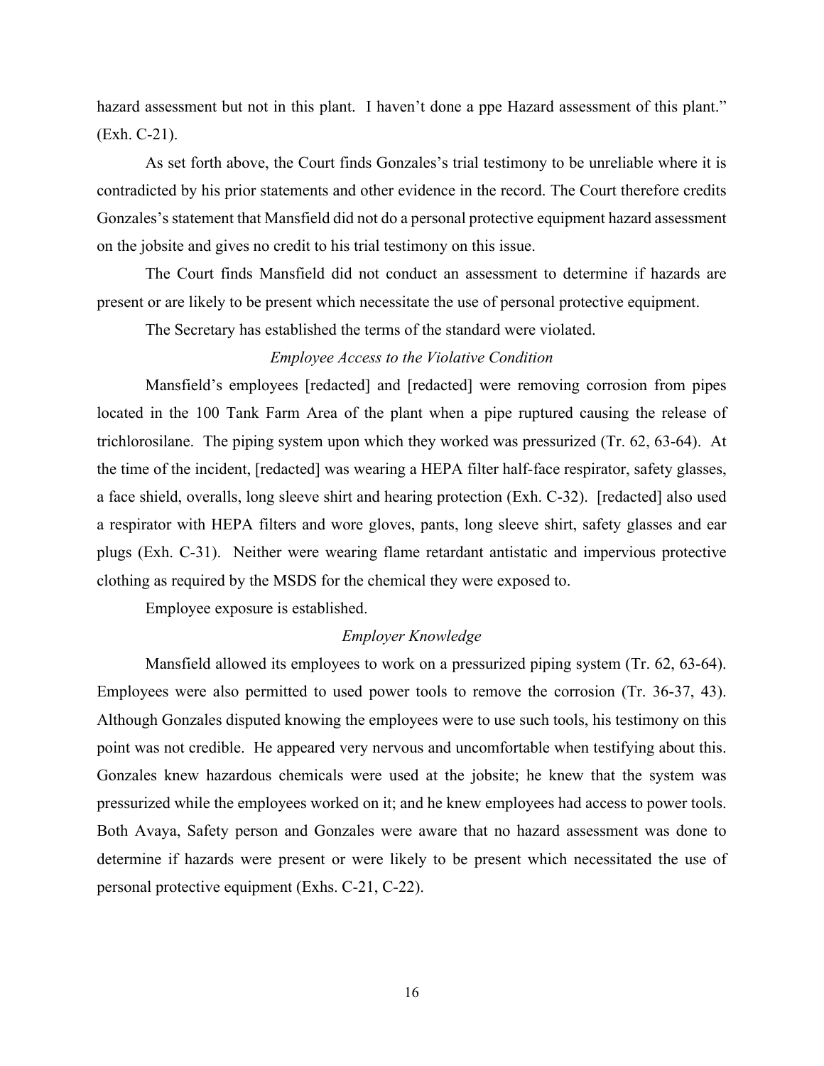hazard assessment but not in this plant. I haven't done a ppe Hazard assessment of this plant." (Exh. C-21).

As set forth above, the Court finds Gonzales's trial testimony to be unreliable where it is contradicted by his prior statements and other evidence in the record. The Court therefore credits Gonzales's statement that Mansfield did not do a personal protective equipment hazard assessment on the jobsite and gives no credit to his trial testimony on this issue.

The Court finds Mansfield did not conduct an assessment to determine if hazards are present or are likely to be present which necessitate the use of personal protective equipment.

The Secretary has established the terms of the standard were violated.

*Employee Access to the Violative Condition*

Mansfield's employees [redacted] and [redacted] were removing corrosion from pipes located in the 100 Tank Farm Area of the plant when a pipe ruptured causing the release of trichlorosilane. The piping system upon which they worked was pressurized (Tr. 62, 63-64). At the time of the incident, [redacted] was wearing a HEPA filter half-face respirator, safety glasses, a face shield, overalls, long sleeve shirt and hearing protection (Exh. C-32). [redacted] also used a respirator with HEPA filters and wore gloves, pants, long sleeve shirt, safety glasses and ear plugs (Exh. C-31). Neither were wearing flame retardant antistatic and impervious protective clothing as required by the MSDS for the chemical they were exposed to.

Employee exposure is established.

*Employer Knowledge*

Mansfield allowed its employees to work on a pressurized piping system (Tr. 62, 63-64). Employees were also permitted to used power tools to remove the corrosion (Tr. 36-37, 43). Although Gonzales disputed knowing the employees were to use such tools, his testimony on this point was not credible. He appeared very nervous and uncomfortable when testifying about this. Gonzales knew hazardous chemicals were used at the jobsite; he knew that the system was pressurized while the employees worked on it; and he knew employees had access to power tools. Both Avaya, Safety person and Gonzales were aware that no hazard assessment was done to determine if hazards were present or were likely to be present which necessitated the use of personal protective equipment (Exhs. C-21, C-22).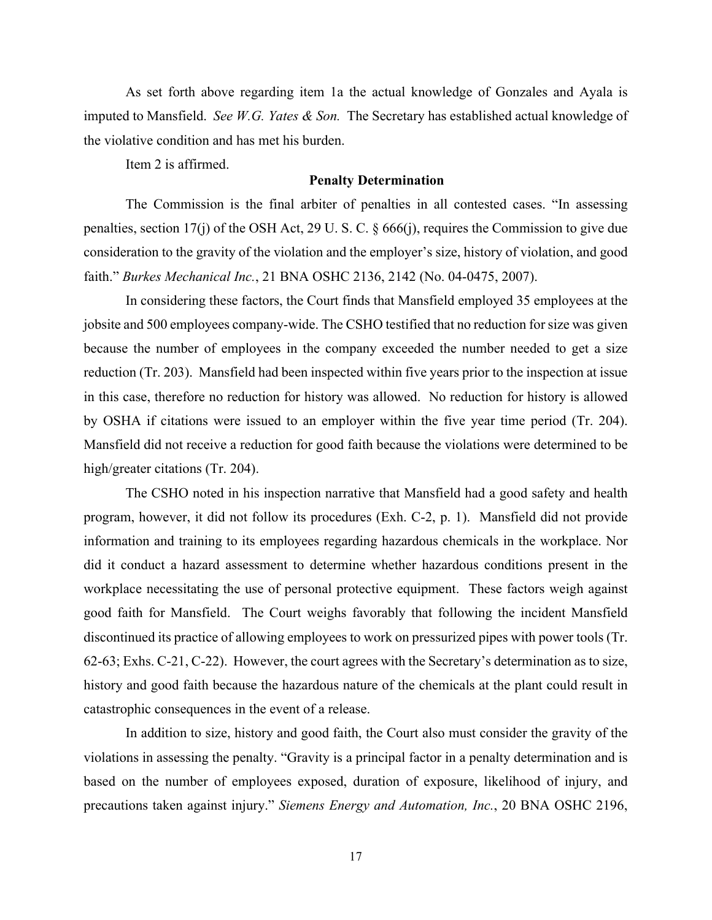As set forth above regarding item 1a the actual knowledge of Gonzales and Ayala is imputed to Mansfield. *See W.G. Yates & Son.* The Secretary has established actual knowledge of the violative condition and has met his burden.

Item 2 is affirmed.

**Penalty Determination**

The Commission is the final arbiter of penalties in all contested cases. "In assessing penalties, section 17(j) of the OSH Act, 29 U. S. C. § 666(j), requires the Commission to give due consideration to the gravity of the violation and the employer's size, history of violation, and good faith." *Burkes Mechanical Inc.*, 21 BNA OSHC 2136, 2142 (No. 04-0475, 2007).

In considering these factors, the Court finds that Mansfield employed 35 employees at the jobsite and 500 employees company-wide. The CSHO testified that no reduction for size was given because the number of employees in the company exceeded the number needed to get a size reduction (Tr. 203). Mansfield had been inspected within five years prior to the inspection at issue in this case, therefore no reduction for history was allowed. No reduction for history is allowed by OSHA if citations were issued to an employer within the five year time period (Tr. 204). Mansfield did not receive a reduction for good faith because the violations were determined to be high/greater citations (Tr. 204).

The CSHO noted in his inspection narrative that Mansfield had a good safety and health program, however, it did not follow its procedures (Exh. C-2, p. 1). Mansfield did not provide information and training to its employees regarding hazardous chemicals in the workplace. Nor did it conduct a hazard assessment to determine whether hazardous conditions present in the workplace necessitating the use of personal protective equipment. These factors weigh against good faith for Mansfield. The Court weighs favorably that following the incident Mansfield discontinued its practice of allowing employees to work on pressurized pipes with power tools (Tr. 62-63; Exhs. C-21, C-22). However, the court agrees with the Secretary's determination as to size, history and good faith because the hazardous nature of the chemicals at the plant could result in catastrophic consequences in the event of a release.

In addition to size, history and good faith, the Court also must consider the gravity of the violations in assessing the penalty. "Gravity is a principal factor in a penalty determination and is based on the number of employees exposed, duration of exposure, likelihood of injury, and precautions taken against injury." *Siemens Energy and Automation, Inc.*, 20 BNA OSHC 2196,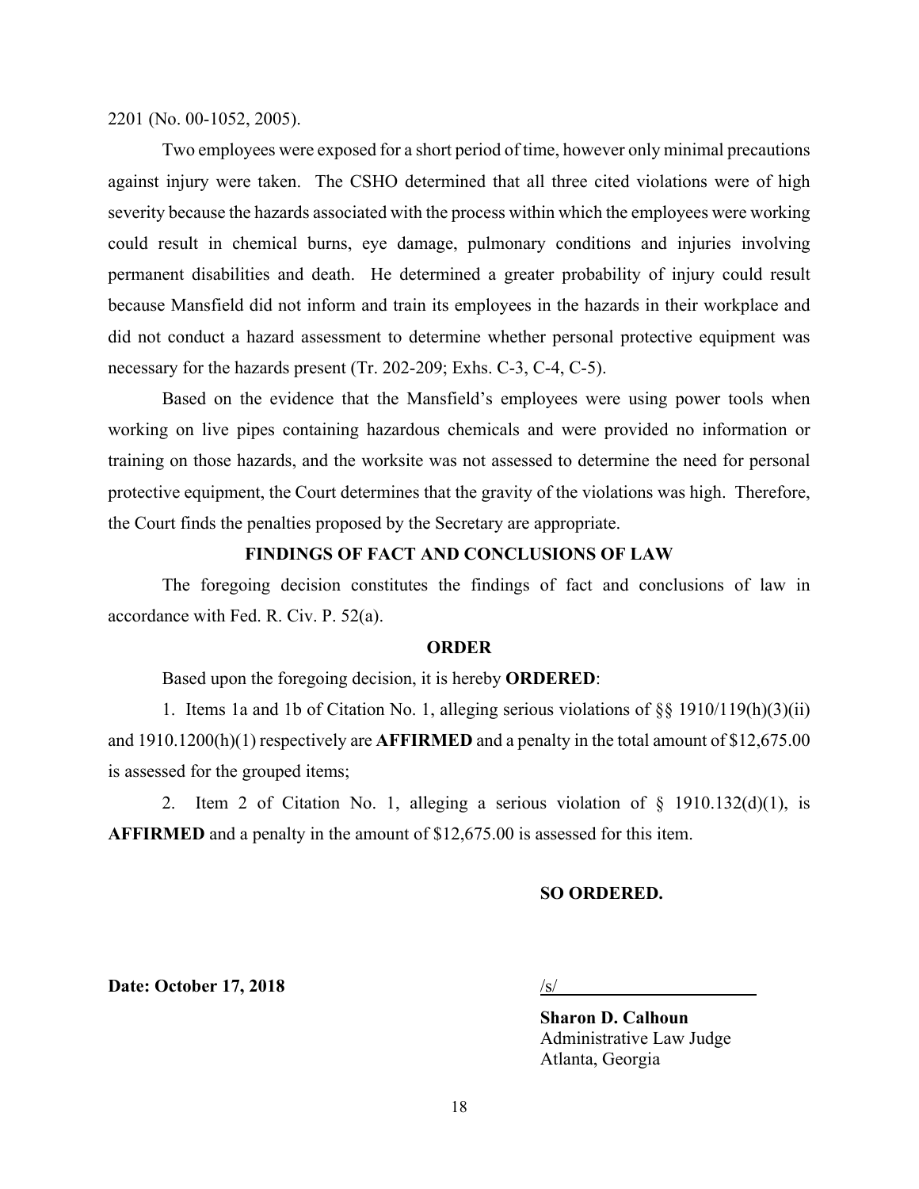2201 (No. 00-1052, 2005).

Two employees were exposed for a short period of time, however only minimal precautions against injury were taken. The CSHO determined that all three cited violations were of high severity because the hazards associated with the process within which the employees were working could result in chemical burns, eye damage, pulmonary conditions and injuries involving permanent disabilities and death. He determined a greater probability of injury could result because Mansfield did not inform and train its employees in the hazards in their workplace and did not conduct a hazard assessment to determine whether personal protective equipment was necessary for the hazards present (Tr. 202-209; Exhs. C-3, C-4, C-5).

Based on the evidence that the Mansfield's employees were using power tools when working on live pipes containing hazardous chemicals and were provided no information or training on those hazards, and the worksite was not assessed to determine the need for personal protective equipment, the Court determines that the gravity of the violations was high. Therefore, the Court finds the penalties proposed by the Secretary are appropriate.

## FINDINGS OF FACT AND CONCLUSIONS OF LAW

The foregoing decision constitutes the findings of fact and conclusions of law in accordance with Fed. R. Civ. P. 52(a).

## ORDER

Based upon the foregoing decision, it is hereby **ORDERED**:

1. Items 1a and 1b of Citation No. 1, alleging serious violations of §§ 1910/119(h)(3)(ii) and 1910.1200(h)(1) respectively are **AFFIRMED** and a penalty in the total amount of $12,675.00 is assessed for the grouped items;

2. Item 2 of Citation No. 1, alleging a serious violation of § 1910.132(d)(1), is **AFFIRMED** and a penalty in the amount of $12,675.00 is assessed for this item.

**SO ORDERED.**

**Date: October 17, 2018**

/s/

**Sharon D. Calhoun**
Administrative Law Judge
Atlanta, Georgia